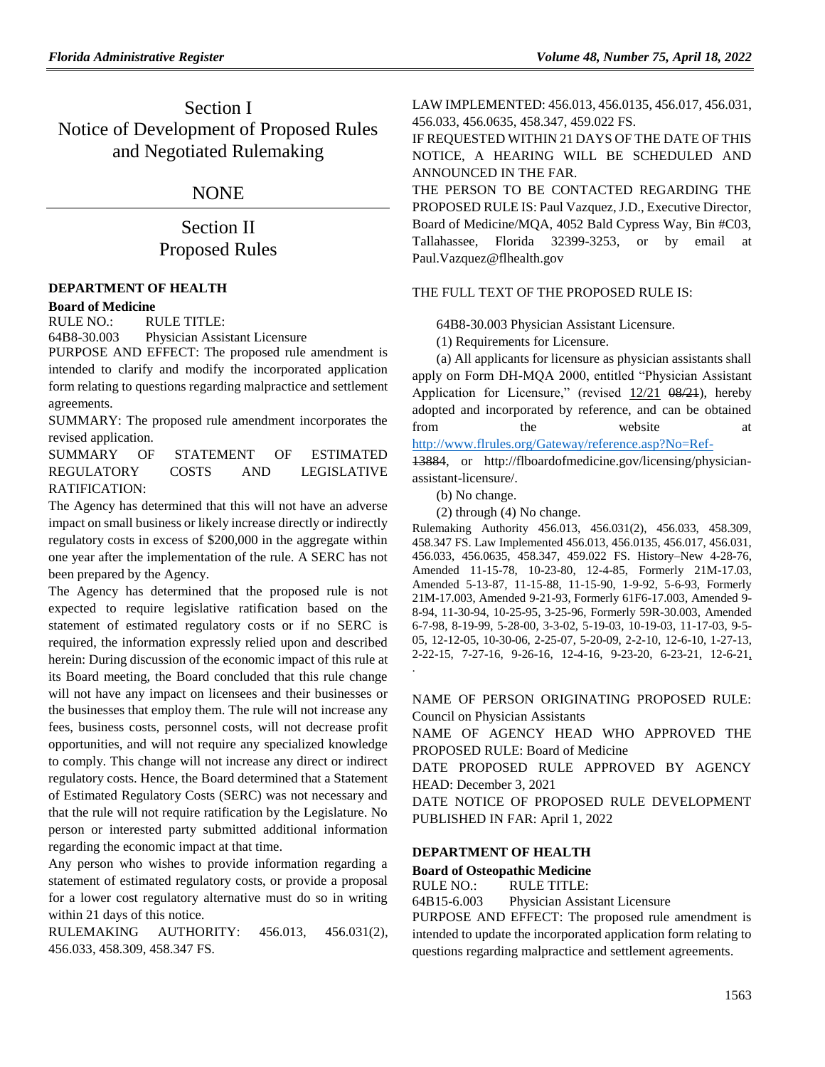# Section I
# Notice of Development of Proposed Rules and Negotiated Rulemaking

## NONE

# Section II
# Proposed Rules

### DEPARTMENT OF HEALTH

**Board of Medicine**

RULE NO.: RULE TITLE:

64B8-30.003 Physician Assistant Licensure

PURPOSE AND EFFECT: The proposed rule amendment is intended to clarify and modify the incorporated application form relating to questions regarding malpractice and settlement agreements.

SUMMARY: The proposed rule amendment incorporates the revised application.

SUMMARY OF STATEMENT OF ESTIMATED REGULATORY COSTS AND LEGISLATIVE RATIFICATION:

The Agency has determined that this will not have an adverse impact on small business or likely increase directly or indirectly regulatory costs in excess of $200,000 in the aggregate within one year after the implementation of the rule. A SERC has not been prepared by the Agency.

The Agency has determined that the proposed rule is not expected to require legislative ratification based on the statement of estimated regulatory costs or if no SERC is required, the information expressly relied upon and described herein: During discussion of the economic impact of this rule at its Board meeting, the Board concluded that this rule change will not have any impact on licensees and their businesses or the businesses that employ them. The rule will not increase any fees, business costs, personnel costs, will not decrease profit opportunities, and will not require any specialized knowledge to comply. This change will not increase any direct or indirect regulatory costs. Hence, the Board determined that a Statement of Estimated Regulatory Costs (SERC) was not necessary and that the rule will not require ratification by the Legislature. No person or interested party submitted additional information regarding the economic impact at that time.

Any person who wishes to provide information regarding a statement of estimated regulatory costs, or provide a proposal for a lower cost regulatory alternative must do so in writing within 21 days of this notice.

RULEMAKING AUTHORITY: 456.013, 456.031(2), 456.033, 458.309, 458.347 FS.

LAW IMPLEMENTED: 456.013, 456.0135, 456.017, 456.031, 456.033, 456.0635, 458.347, 459.022 FS.

IF REQUESTED WITHIN 21 DAYS OF THE DATE OF THIS NOTICE, A HEARING WILL BE SCHEDULED AND ANNOUNCED IN THE FAR.

THE PERSON TO BE CONTACTED REGARDING THE PROPOSED RULE IS: Paul Vazquez, J.D., Executive Director, Board of Medicine/MQA, 4052 Bald Cypress Way, Bin #C03, Tallahassee, Florida 32399-3253, or by email at Paul.Vazquez@flhealth.gov

THE FULL TEXT OF THE PROPOSED RULE IS:

64B8-30.003 Physician Assistant Licensure.

(1) Requirements for Licensure.

(a) All applicants for licensure as physician assistants shall apply on Form DH-MQA 2000, entitled "Physician Assistant Application for Licensure," (revised 12/21 ~~08/21~~), hereby adopted and incorporated by reference, and can be obtained from the website at http://www.flrules.org/Gateway/reference.asp?No=Ref-~~13884~~, or http://flboardofmedicine.gov/licensing/physician-assistant-licensure/.

(b) No change.

(2) through (4) No change.

Rulemaking Authority 456.013, 456.031(2), 456.033, 458.309, 458.347 FS. Law Implemented 456.013, 456.0135, 456.017, 456.031, 456.033, 456.0635, 458.347, 459.022 FS. History–New 4-28-76, Amended 11-15-78, 10-23-80, 12-4-85, Formerly 21M-17.03, Amended 5-13-87, 11-15-88, 11-15-90, 1-9-92, 5-6-93, Formerly 21M-17.003, Amended 9-21-93, Formerly 61F6-17.003, Amended 9-8-94, 11-30-94, 10-25-95, 3-25-96, Formerly 59R-30.003, Amended 6-7-98, 8-19-99, 5-28-00, 3-3-02, 5-19-03, 10-19-03, 11-17-03, 9-5-05, 12-12-05, 10-30-06, 2-25-07, 5-20-09, 2-2-10, 12-6-10, 1-27-13, 2-22-15, 7-27-16, 9-26-16, 12-4-16, 9-23-20, 6-23-21, 12-6-21, .

NAME OF PERSON ORIGINATING PROPOSED RULE: Council on Physician Assistants

NAME OF AGENCY HEAD WHO APPROVED THE PROPOSED RULE: Board of Medicine

DATE PROPOSED RULE APPROVED BY AGENCY HEAD: December 3, 2021

DATE NOTICE OF PROPOSED RULE DEVELOPMENT PUBLISHED IN FAR: April 1, 2022

### DEPARTMENT OF HEALTH

**Board of Osteopathic Medicine**

RULE NO.: RULE TITLE:

64B15-6.003 Physician Assistant Licensure

PURPOSE AND EFFECT: The proposed rule amendment is intended to update the incorporated application form relating to questions regarding malpractice and settlement agreements.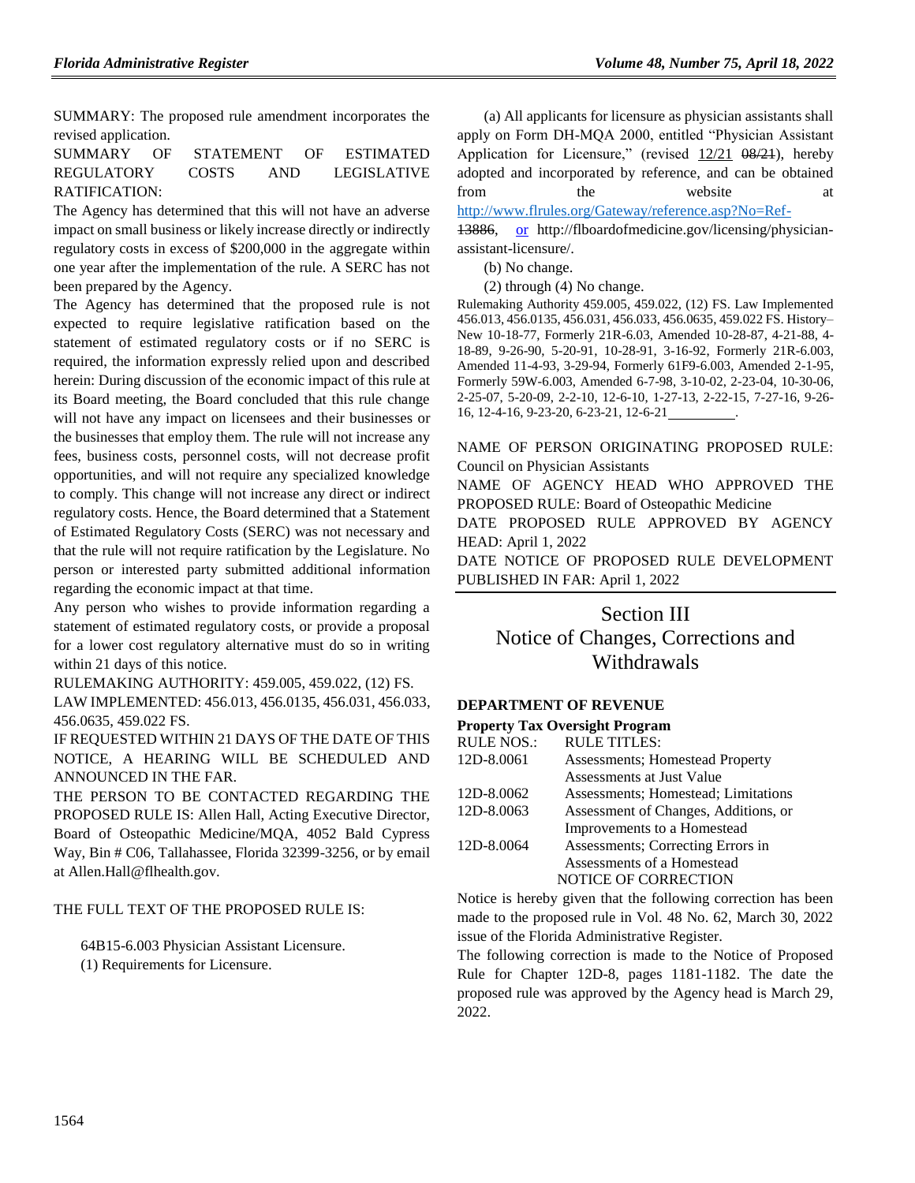SUMMARY: The proposed rule amendment incorporates the revised application.

SUMMARY OF STATEMENT OF ESTIMATED REGULATORY COSTS AND LEGISLATIVE RATIFICATION:

The Agency has determined that this will not have an adverse impact on small business or likely increase directly or indirectly regulatory costs in excess of $200,000 in the aggregate within one year after the implementation of the rule. A SERC has not been prepared by the Agency.

The Agency has determined that the proposed rule is not expected to require legislative ratification based on the statement of estimated regulatory costs or if no SERC is required, the information expressly relied upon and described herein: During discussion of the economic impact of this rule at its Board meeting, the Board concluded that this rule change will not have any impact on licensees and their businesses or the businesses that employ them. The rule will not increase any fees, business costs, personnel costs, will not decrease profit opportunities, and will not require any specialized knowledge to comply. This change will not increase any direct or indirect regulatory costs. Hence, the Board determined that a Statement of Estimated Regulatory Costs (SERC) was not necessary and that the rule will not require ratification by the Legislature. No person or interested party submitted additional information regarding the economic impact at that time.

Any person who wishes to provide information regarding a statement of estimated regulatory costs, or provide a proposal for a lower cost regulatory alternative must do so in writing within 21 days of this notice.

RULEMAKING AUTHORITY: 459.005, 459.022, (12) FS.

LAW IMPLEMENTED: 456.013, 456.0135, 456.031, 456.033, 456.0635, 459.022 FS.

IF REQUESTED WITHIN 21 DAYS OF THE DATE OF THIS NOTICE, A HEARING WILL BE SCHEDULED AND ANNOUNCED IN THE FAR.

THE PERSON TO BE CONTACTED REGARDING THE PROPOSED RULE IS: Allen Hall, Acting Executive Director, Board of Osteopathic Medicine/MQA, 4052 Bald Cypress Way, Bin # C06, Tallahassee, Florida 32399-3256, or by email at Allen.Hall@flhealth.gov.

THE FULL TEXT OF THE PROPOSED RULE IS:

64B15-6.003 Physician Assistant Licensure.

(1) Requirements for Licensure.

(a) All applicants for licensure as physician assistants shall apply on Form DH-MQA 2000, entitled "Physician Assistant Application for Licensure," (revised 12/21 ~~08/21~~), hereby adopted and incorporated by reference, and can be obtained from the website at http://www.flrules.org/Gateway/reference.asp?No=Ref-~~13886~~, or http://flboardofmedicine.gov/licensing/physician-assistant-licensure/.

(b) No change.

(2) through (4) No change.

Rulemaking Authority 459.005, 459.022, (12) FS. Law Implemented 456.013, 456.0135, 456.031, 456.033, 456.0635, 459.022 FS. History–New 10-18-77, Formerly 21R-6.03, Amended 10-28-87, 4-21-88, 4-18-89, 9-26-90, 5-20-91, 10-28-91, 3-16-92, Formerly 21R-6.003, Amended 11-4-93, 3-29-94, Formerly 61F9-6.003, Amended 2-1-95, Formerly 59W-6.003, Amended 6-7-98, 3-10-02, 2-23-04, 10-30-06, 2-25-07, 5-20-09, 2-2-10, 12-6-10, 1-27-13, 2-22-15, 7-27-16, 9-26-16, 12-4-16, 9-23-20, 6-23-21, 12-6-21\_\_\_\_\_\_\_\_\_\_.

NAME OF PERSON ORIGINATING PROPOSED RULE: Council on Physician Assistants

NAME OF AGENCY HEAD WHO APPROVED THE PROPOSED RULE: Board of Osteopathic Medicine

DATE PROPOSED RULE APPROVED BY AGENCY HEAD: April 1, 2022

DATE NOTICE OF PROPOSED RULE DEVELOPMENT PUBLISHED IN FAR: April 1, 2022

# Section III
# Notice of Changes, Corrections and Withdrawals

**DEPARTMENT OF REVENUE**

**Property Tax Oversight Program**

| RULE NOS.: | RULE TITLES: |
|---|---|
| 12D-8.0061 | Assessments; Homestead Property Assessments at Just Value |
| 12D-8.0062 | Assessments; Homestead; Limitations |
| 12D-8.0063 | Assessment of Changes, Additions, or Improvements to a Homestead |
| 12D-8.0064 | Assessments; Correcting Errors in Assessments of a Homestead |

NOTICE OF CORRECTION

Notice is hereby given that the following correction has been made to the proposed rule in Vol. 48 No. 62, March 30, 2022 issue of the Florida Administrative Register.

The following correction is made to the Notice of Proposed Rule for Chapter 12D-8, pages 1181-1182. The date the proposed rule was approved by the Agency head is March 29, 2022.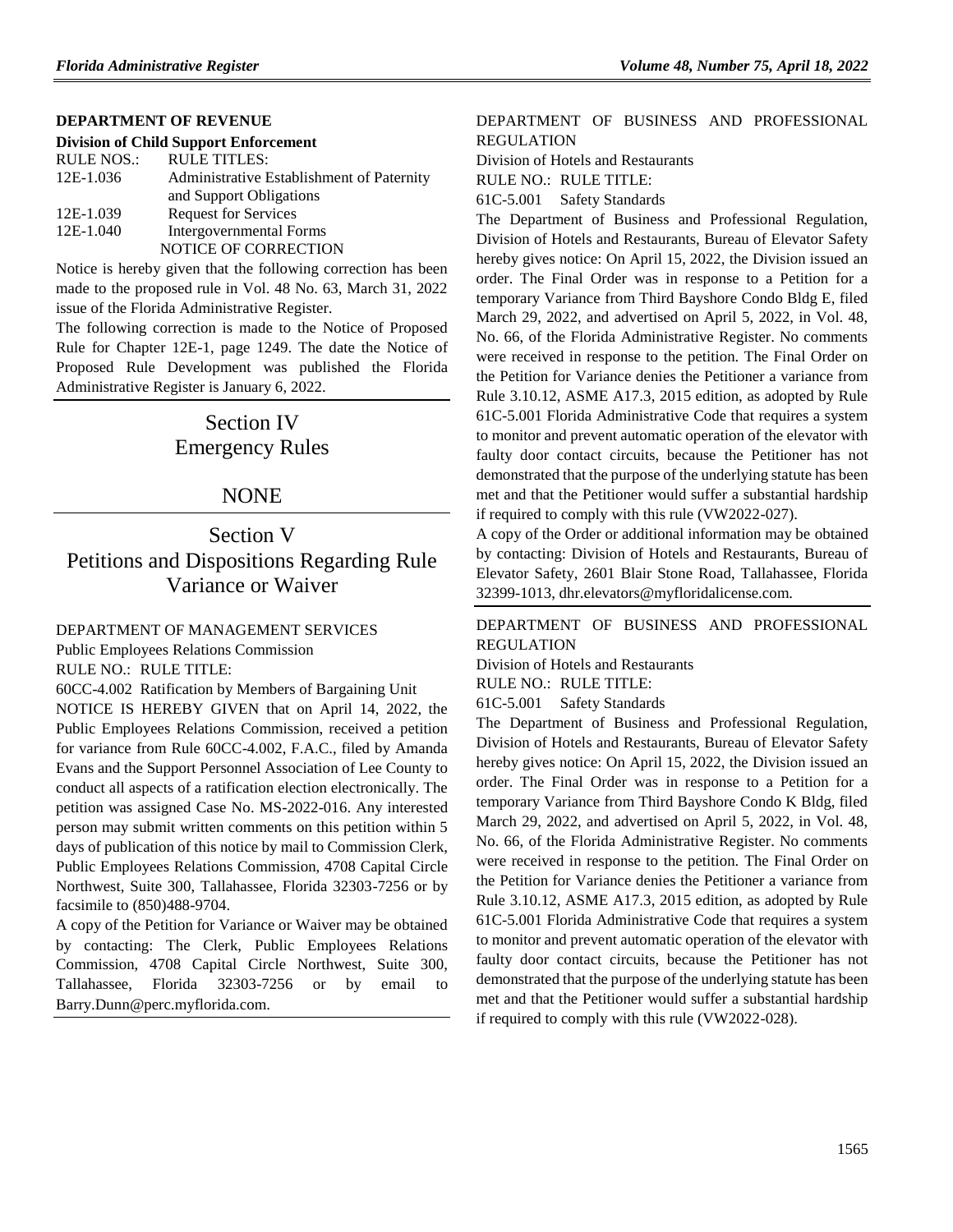**DEPARTMENT OF REVENUE**

**Division of Child Support Enforcement**

| RULE NOS.: | RULE TITLES: |
|---|---|
| 12E-1.036 | Administrative Establishment of Paternity and Support Obligations |
| 12E-1.039 | Request for Services |
| 12E-1.040 | Intergovernmental Forms |

NOTICE OF CORRECTION

Notice is hereby given that the following correction has been made to the proposed rule in Vol. 48 No. 63, March 31, 2022 issue of the Florida Administrative Register.

The following correction is made to the Notice of Proposed Rule for Chapter 12E-1, page 1249. The date the Notice of Proposed Rule Development was published the Florida Administrative Register is January 6, 2022.

# Section IV Emergency Rules

# NONE

# Section V Petitions and Dispositions Regarding Rule Variance or Waiver

DEPARTMENT OF MANAGEMENT SERVICES

Public Employees Relations Commission

RULE NO.: RULE TITLE:

60CC-4.002 Ratification by Members of Bargaining Unit

NOTICE IS HEREBY GIVEN that on April 14, 2022, the Public Employees Relations Commission, received a petition for variance from Rule 60CC-4.002, F.A.C., filed by Amanda Evans and the Support Personnel Association of Lee County to conduct all aspects of a ratification election electronically. The petition was assigned Case No. MS-2022-016. Any interested person may submit written comments on this petition within 5 days of publication of this notice by mail to Commission Clerk, Public Employees Relations Commission, 4708 Capital Circle Northwest, Suite 300, Tallahassee, Florida 32303-7256 or by facsimile to (850)488-9704.

A copy of the Petition for Variance or Waiver may be obtained by contacting: The Clerk, Public Employees Relations Commission, 4708 Capital Circle Northwest, Suite 300, Tallahassee, Florida 32303-7256 or by email to Barry.Dunn@perc.myflorida.com.

DEPARTMENT OF BUSINESS AND PROFESSIONAL REGULATION

Division of Hotels and Restaurants

RULE NO.: RULE TITLE:

61C-5.001 Safety Standards

The Department of Business and Professional Regulation, Division of Hotels and Restaurants, Bureau of Elevator Safety hereby gives notice: On April 15, 2022, the Division issued an order. The Final Order was in response to a Petition for a temporary Variance from Third Bayshore Condo Bldg E, filed March 29, 2022, and advertised on April 5, 2022, in Vol. 48, No. 66, of the Florida Administrative Register. No comments were received in response to the petition. The Final Order on the Petition for Variance denies the Petitioner a variance from Rule 3.10.12, ASME A17.3, 2015 edition, as adopted by Rule 61C-5.001 Florida Administrative Code that requires a system to monitor and prevent automatic operation of the elevator with faulty door contact circuits, because the Petitioner has not demonstrated that the purpose of the underlying statute has been met and that the Petitioner would suffer a substantial hardship if required to comply with this rule (VW2022-027).

A copy of the Order or additional information may be obtained by contacting: Division of Hotels and Restaurants, Bureau of Elevator Safety, 2601 Blair Stone Road, Tallahassee, Florida 32399-1013, dhr.elevators@myfloridalicense.com.

DEPARTMENT OF BUSINESS AND PROFESSIONAL REGULATION

Division of Hotels and Restaurants

RULE NO.: RULE TITLE:

61C-5.001 Safety Standards

The Department of Business and Professional Regulation, Division of Hotels and Restaurants, Bureau of Elevator Safety hereby gives notice: On April 15, 2022, the Division issued an order. The Final Order was in response to a Petition for a temporary Variance from Third Bayshore Condo K Bldg, filed March 29, 2022, and advertised on April 5, 2022, in Vol. 48, No. 66, of the Florida Administrative Register. No comments were received in response to the petition. The Final Order on the Petition for Variance denies the Petitioner a variance from Rule 3.10.12, ASME A17.3, 2015 edition, as adopted by Rule 61C-5.001 Florida Administrative Code that requires a system to monitor and prevent automatic operation of the elevator with faulty door contact circuits, because the Petitioner has not demonstrated that the purpose of the underlying statute has been met and that the Petitioner would suffer a substantial hardship if required to comply with this rule (VW2022-028).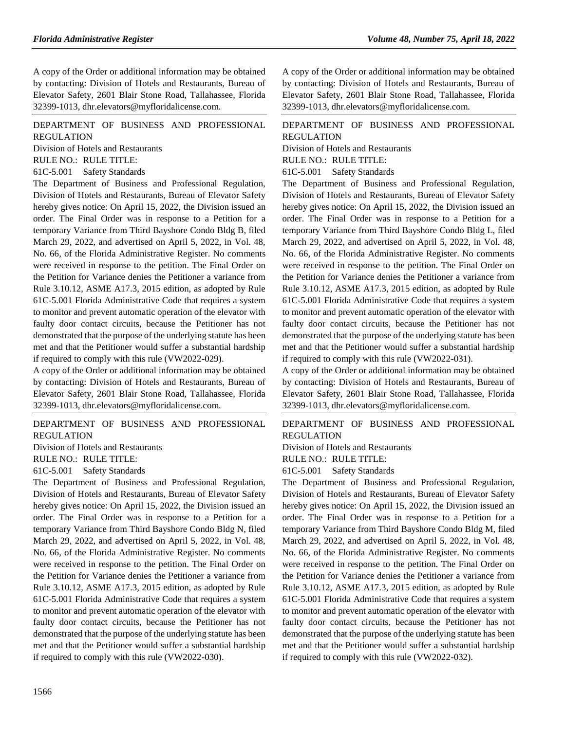A copy of the Order or additional information may be obtained by contacting: Division of Hotels and Restaurants, Bureau of Elevator Safety, 2601 Blair Stone Road, Tallahassee, Florida 32399-1013, dhr.elevators@myfloridalicense.com.

DEPARTMENT OF BUSINESS AND PROFESSIONAL REGULATION

Division of Hotels and Restaurants

RULE NO.: RULE TITLE:

61C-5.001 Safety Standards

The Department of Business and Professional Regulation, Division of Hotels and Restaurants, Bureau of Elevator Safety hereby gives notice: On April 15, 2022, the Division issued an order. The Final Order was in response to a Petition for a temporary Variance from Third Bayshore Condo Bldg B, filed March 29, 2022, and advertised on April 5, 2022, in Vol. 48, No. 66, of the Florida Administrative Register. No comments were received in response to the petition. The Final Order on the Petition for Variance denies the Petitioner a variance from Rule 3.10.12, ASME A17.3, 2015 edition, as adopted by Rule 61C-5.001 Florida Administrative Code that requires a system to monitor and prevent automatic operation of the elevator with faulty door contact circuits, because the Petitioner has not demonstrated that the purpose of the underlying statute has been met and that the Petitioner would suffer a substantial hardship if required to comply with this rule (VW2022-029).

A copy of the Order or additional information may be obtained by contacting: Division of Hotels and Restaurants, Bureau of Elevator Safety, 2601 Blair Stone Road, Tallahassee, Florida 32399-1013, dhr.elevators@myfloridalicense.com.

DEPARTMENT OF BUSINESS AND PROFESSIONAL REGULATION

Division of Hotels and Restaurants

RULE NO.: RULE TITLE:

61C-5.001 Safety Standards

The Department of Business and Professional Regulation, Division of Hotels and Restaurants, Bureau of Elevator Safety hereby gives notice: On April 15, 2022, the Division issued an order. The Final Order was in response to a Petition for a temporary Variance from Third Bayshore Condo Bldg N, filed March 29, 2022, and advertised on April 5, 2022, in Vol. 48, No. 66, of the Florida Administrative Register. No comments were received in response to the petition. The Final Order on the Petition for Variance denies the Petitioner a variance from Rule 3.10.12, ASME A17.3, 2015 edition, as adopted by Rule 61C-5.001 Florida Administrative Code that requires a system to monitor and prevent automatic operation of the elevator with faulty door contact circuits, because the Petitioner has not demonstrated that the purpose of the underlying statute has been met and that the Petitioner would suffer a substantial hardship if required to comply with this rule (VW2022-030).

A copy of the Order or additional information may be obtained by contacting: Division of Hotels and Restaurants, Bureau of Elevator Safety, 2601 Blair Stone Road, Tallahassee, Florida 32399-1013, dhr.elevators@myfloridalicense.com.

DEPARTMENT OF BUSINESS AND PROFESSIONAL REGULATION

Division of Hotels and Restaurants

RULE NO.: RULE TITLE:

61C-5.001 Safety Standards

The Department of Business and Professional Regulation, Division of Hotels and Restaurants, Bureau of Elevator Safety hereby gives notice: On April 15, 2022, the Division issued an order. The Final Order was in response to a Petition for a temporary Variance from Third Bayshore Condo Bldg L, filed March 29, 2022, and advertised on April 5, 2022, in Vol. 48, No. 66, of the Florida Administrative Register. No comments were received in response to the petition. The Final Order on the Petition for Variance denies the Petitioner a variance from Rule 3.10.12, ASME A17.3, 2015 edition, as adopted by Rule 61C-5.001 Florida Administrative Code that requires a system to monitor and prevent automatic operation of the elevator with faulty door contact circuits, because the Petitioner has not demonstrated that the purpose of the underlying statute has been met and that the Petitioner would suffer a substantial hardship if required to comply with this rule (VW2022-031).

A copy of the Order or additional information may be obtained by contacting: Division of Hotels and Restaurants, Bureau of Elevator Safety, 2601 Blair Stone Road, Tallahassee, Florida 32399-1013, dhr.elevators@myfloridalicense.com.

DEPARTMENT OF BUSINESS AND PROFESSIONAL REGULATION

Division of Hotels and Restaurants

RULE NO.: RULE TITLE:

61C-5.001 Safety Standards

The Department of Business and Professional Regulation, Division of Hotels and Restaurants, Bureau of Elevator Safety hereby gives notice: On April 15, 2022, the Division issued an order. The Final Order was in response to a Petition for a temporary Variance from Third Bayshore Condo Bldg M, filed March 29, 2022, and advertised on April 5, 2022, in Vol. 48, No. 66, of the Florida Administrative Register. No comments were received in response to the petition. The Final Order on the Petition for Variance denies the Petitioner a variance from Rule 3.10.12, ASME A17.3, 2015 edition, as adopted by Rule 61C-5.001 Florida Administrative Code that requires a system to monitor and prevent automatic operation of the elevator with faulty door contact circuits, because the Petitioner has not demonstrated that the purpose of the underlying statute has been met and that the Petitioner would suffer a substantial hardship if required to comply with this rule (VW2022-032).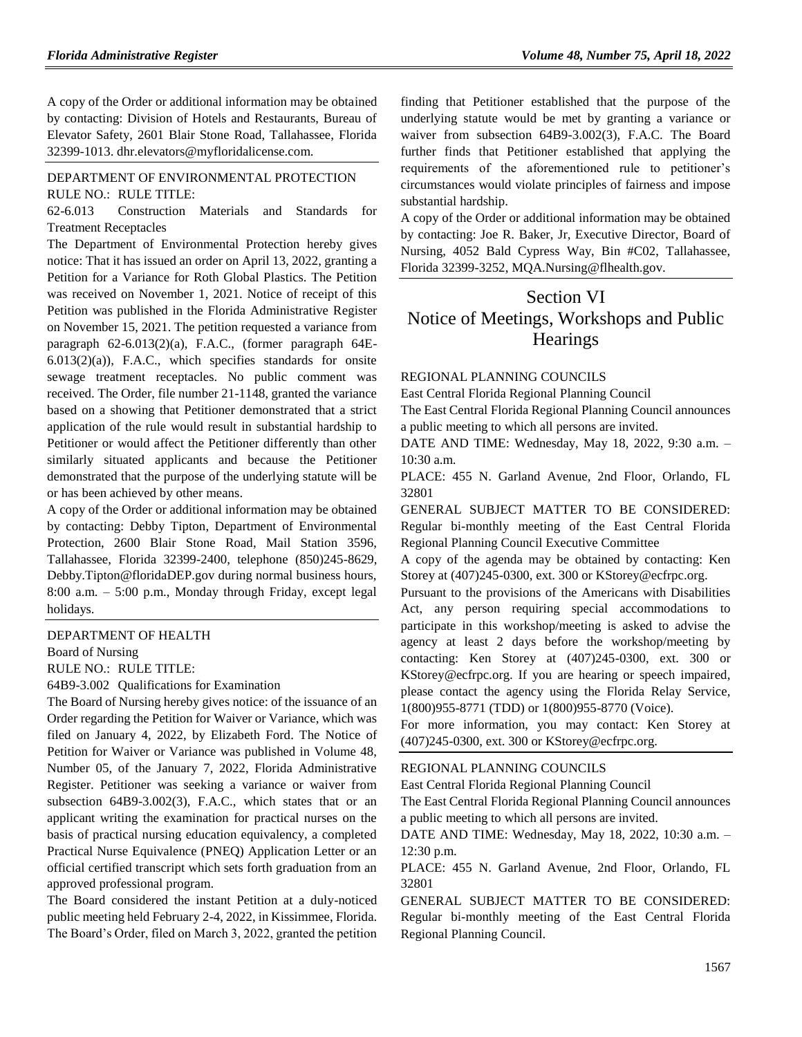A copy of the Order or additional information may be obtained by contacting: Division of Hotels and Restaurants, Bureau of Elevator Safety, 2601 Blair Stone Road, Tallahassee, Florida 32399-1013. dhr.elevators@myfloridalicense.com.

DEPARTMENT OF ENVIRONMENTAL PROTECTION

RULE NO.: RULE TITLE:

62-6.013 Construction Materials and Standards for Treatment Receptacles

The Department of Environmental Protection hereby gives notice: That it has issued an order on April 13, 2022, granting a Petition for a Variance for Roth Global Plastics. The Petition was received on November 1, 2021. Notice of receipt of this Petition was published in the Florida Administrative Register on November 15, 2021. The petition requested a variance from paragraph 62-6.013(2)(a), F.A.C., (former paragraph 64E-6.013(2)(a)), F.A.C., which specifies standards for onsite sewage treatment receptacles. No public comment was received. The Order, file number 21-1148, granted the variance based on a showing that Petitioner demonstrated that a strict application of the rule would result in substantial hardship to Petitioner or would affect the Petitioner differently than other similarly situated applicants and because the Petitioner demonstrated that the purpose of the underlying statute will be or has been achieved by other means.

A copy of the Order or additional information may be obtained by contacting: Debby Tipton, Department of Environmental Protection, 2600 Blair Stone Road, Mail Station 3596, Tallahassee, Florida 32399-2400, telephone (850)245-8629, Debby.Tipton@floridaDEP.gov during normal business hours, 8:00 a.m. – 5:00 p.m., Monday through Friday, except legal holidays.

DEPARTMENT OF HEALTH

Board of Nursing

RULE NO.: RULE TITLE:

64B9-3.002 Qualifications for Examination

The Board of Nursing hereby gives notice: of the issuance of an Order regarding the Petition for Waiver or Variance, which was filed on January 4, 2022, by Elizabeth Ford. The Notice of Petition for Waiver or Variance was published in Volume 48, Number 05, of the January 7, 2022, Florida Administrative Register. Petitioner was seeking a variance or waiver from subsection 64B9-3.002(3), F.A.C., which states that or an applicant writing the examination for practical nurses on the basis of practical nursing education equivalency, a completed Practical Nurse Equivalence (PNEQ) Application Letter or an official certified transcript which sets forth graduation from an approved professional program.

The Board considered the instant Petition at a duly-noticed public meeting held February 2-4, 2022, in Kissimmee, Florida. The Board's Order, filed on March 3, 2022, granted the petition finding that Petitioner established that the purpose of the underlying statute would be met by granting a variance or waiver from subsection 64B9-3.002(3), F.A.C. The Board further finds that Petitioner established that applying the requirements of the aforementioned rule to petitioner's circumstances would violate principles of fairness and impose substantial hardship.

A copy of the Order or additional information may be obtained by contacting: Joe R. Baker, Jr, Executive Director, Board of Nursing, 4052 Bald Cypress Way, Bin #C02, Tallahassee, Florida 32399-3252, MQA.Nursing@flhealth.gov.

# Section VI
# Notice of Meetings, Workshops and Public Hearings

REGIONAL PLANNING COUNCILS

East Central Florida Regional Planning Council

The East Central Florida Regional Planning Council announces a public meeting to which all persons are invited.

DATE AND TIME: Wednesday, May 18, 2022, 9:30 a.m. – 10:30 a.m.

PLACE: 455 N. Garland Avenue, 2nd Floor, Orlando, FL 32801

GENERAL SUBJECT MATTER TO BE CONSIDERED: Regular bi-monthly meeting of the East Central Florida Regional Planning Council Executive Committee

A copy of the agenda may be obtained by contacting: Ken Storey at (407)245-0300, ext. 300 or KStorey@ecfrpc.org.

Pursuant to the provisions of the Americans with Disabilities Act, any person requiring special accommodations to participate in this workshop/meeting is asked to advise the agency at least 2 days before the workshop/meeting by contacting: Ken Storey at (407)245-0300, ext. 300 or KStorey@ecfrpc.org. If you are hearing or speech impaired, please contact the agency using the Florida Relay Service, 1(800)955-8771 (TDD) or 1(800)955-8770 (Voice).

For more information, you may contact: Ken Storey at (407)245-0300, ext. 300 or KStorey@ecfrpc.org.

REGIONAL PLANNING COUNCILS

East Central Florida Regional Planning Council

The East Central Florida Regional Planning Council announces a public meeting to which all persons are invited.

DATE AND TIME: Wednesday, May 18, 2022, 10:30 a.m. – 12:30 p.m.

PLACE: 455 N. Garland Avenue, 2nd Floor, Orlando, FL 32801

GENERAL SUBJECT MATTER TO BE CONSIDERED: Regular bi-monthly meeting of the East Central Florida Regional Planning Council.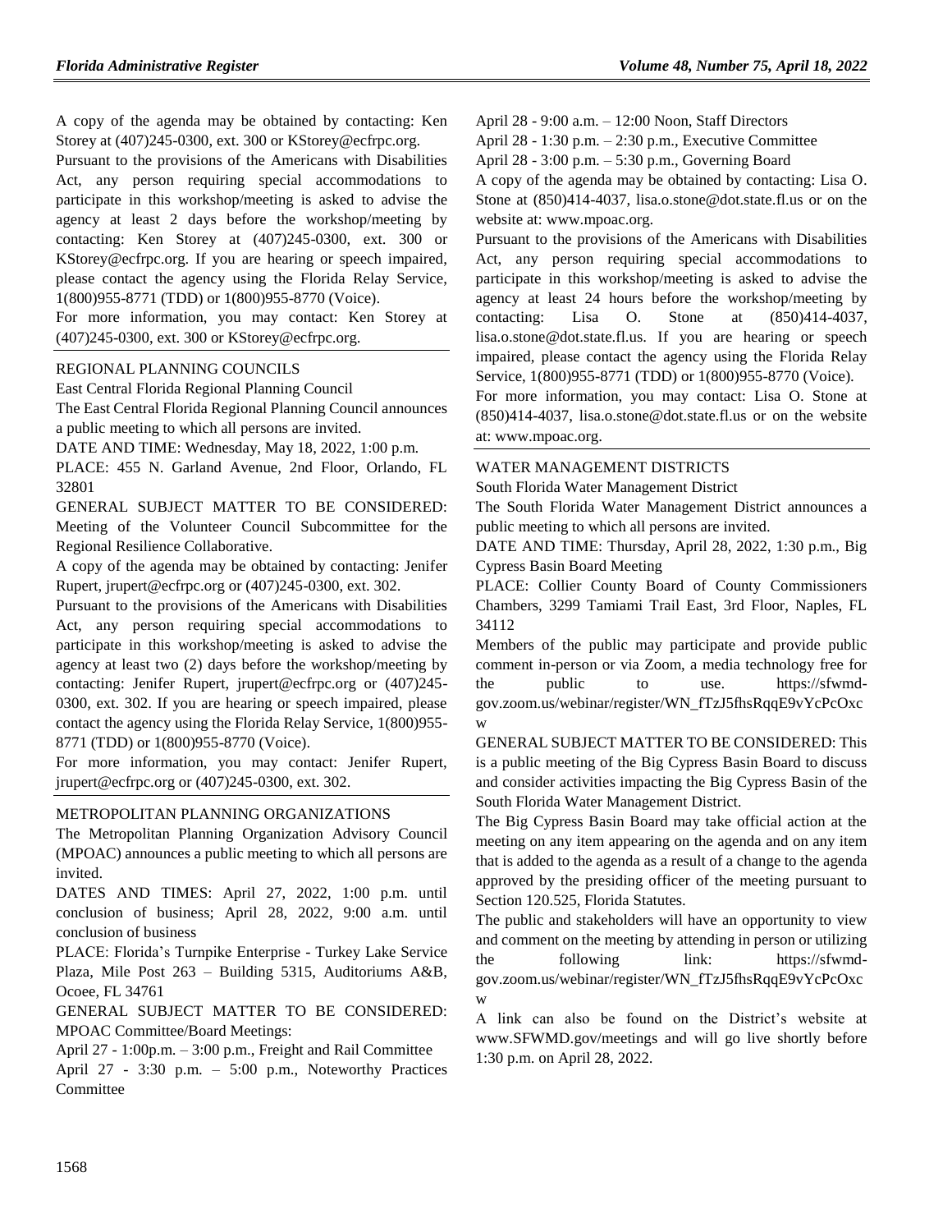A copy of the agenda may be obtained by contacting: Ken Storey at (407)245-0300, ext. 300 or KStorey@ecfrpc.org.

Pursuant to the provisions of the Americans with Disabilities Act, any person requiring special accommodations to participate in this workshop/meeting is asked to advise the agency at least 2 days before the workshop/meeting by contacting: Ken Storey at (407)245-0300, ext. 300 or KStorey@ecfrpc.org. If you are hearing or speech impaired, please contact the agency using the Florida Relay Service, 1(800)955-8771 (TDD) or 1(800)955-8770 (Voice).

For more information, you may contact: Ken Storey at (407)245-0300, ext. 300 or KStorey@ecfrpc.org.

REGIONAL PLANNING COUNCILS

East Central Florida Regional Planning Council

The East Central Florida Regional Planning Council announces a public meeting to which all persons are invited.

DATE AND TIME: Wednesday, May 18, 2022, 1:00 p.m.

PLACE: 455 N. Garland Avenue, 2nd Floor, Orlando, FL 32801

GENERAL SUBJECT MATTER TO BE CONSIDERED: Meeting of the Volunteer Council Subcommittee for the Regional Resilience Collaborative.

A copy of the agenda may be obtained by contacting: Jenifer Rupert, jrupert@ecfrpc.org or (407)245-0300, ext. 302.

Pursuant to the provisions of the Americans with Disabilities Act, any person requiring special accommodations to participate in this workshop/meeting is asked to advise the agency at least two (2) days before the workshop/meeting by contacting: Jenifer Rupert, jrupert@ecfrpc.org or (407)245-0300, ext. 302. If you are hearing or speech impaired, please contact the agency using the Florida Relay Service, 1(800)955-8771 (TDD) or 1(800)955-8770 (Voice).

For more information, you may contact: Jenifer Rupert, jrupert@ecfrpc.org or (407)245-0300, ext. 302.

METROPOLITAN PLANNING ORGANIZATIONS

The Metropolitan Planning Organization Advisory Council (MPOAC) announces a public meeting to which all persons are invited.

DATES AND TIMES: April 27, 2022, 1:00 p.m. until conclusion of business; April 28, 2022, 9:00 a.m. until conclusion of business

PLACE: Florida's Turnpike Enterprise - Turkey Lake Service Plaza, Mile Post 263 – Building 5315, Auditoriums A&B, Ocoee, FL 34761

GENERAL SUBJECT MATTER TO BE CONSIDERED: MPOAC Committee/Board Meetings:

April 27 - 1:00p.m. – 3:00 p.m., Freight and Rail Committee

April 27 - 3:30 p.m. – 5:00 p.m., Noteworthy Practices Committee

April 28 - 9:00 a.m. – 12:00 Noon, Staff Directors

April 28 - 1:30 p.m. – 2:30 p.m., Executive Committee

April 28 - 3:00 p.m. – 5:30 p.m., Governing Board

A copy of the agenda may be obtained by contacting: Lisa O. Stone at (850)414-4037, lisa.o.stone@dot.state.fl.us or on the website at: www.mpoac.org.

Pursuant to the provisions of the Americans with Disabilities Act, any person requiring special accommodations to participate in this workshop/meeting is asked to advise the agency at least 24 hours before the workshop/meeting by contacting: Lisa O. Stone at (850)414-4037, lisa.o.stone@dot.state.fl.us. If you are hearing or speech impaired, please contact the agency using the Florida Relay Service, 1(800)955-8771 (TDD) or 1(800)955-8770 (Voice).

For more information, you may contact: Lisa O. Stone at (850)414-4037, lisa.o.stone@dot.state.fl.us or on the website at: www.mpoac.org.

WATER MANAGEMENT DISTRICTS

South Florida Water Management District

The South Florida Water Management District announces a public meeting to which all persons are invited.

DATE AND TIME: Thursday, April 28, 2022, 1:30 p.m., Big Cypress Basin Board Meeting

PLACE: Collier County Board of County Commissioners Chambers, 3299 Tamiami Trail East, 3rd Floor, Naples, FL 34112

Members of the public may participate and provide public comment in-person or via Zoom, a media technology free for the public to use. https://sfwmd-gov.zoom.us/webinar/register/WN_fTzJ5fhsRqqE9vYcPcOxcw

GENERAL SUBJECT MATTER TO BE CONSIDERED: This is a public meeting of the Big Cypress Basin Board to discuss and consider activities impacting the Big Cypress Basin of the South Florida Water Management District.

The Big Cypress Basin Board may take official action at the meeting on any item appearing on the agenda and on any item that is added to the agenda as a result of a change to the agenda approved by the presiding officer of the meeting pursuant to Section 120.525, Florida Statutes.

The public and stakeholders will have an opportunity to view and comment on the meeting by attending in person or utilizing the following link: https://sfwmd-gov.zoom.us/webinar/register/WN_fTzJ5fhsRqqE9vYcPcOxcw

A link can also be found on the District's website at www.SFWMD.gov/meetings and will go live shortly before 1:30 p.m. on April 28, 2022.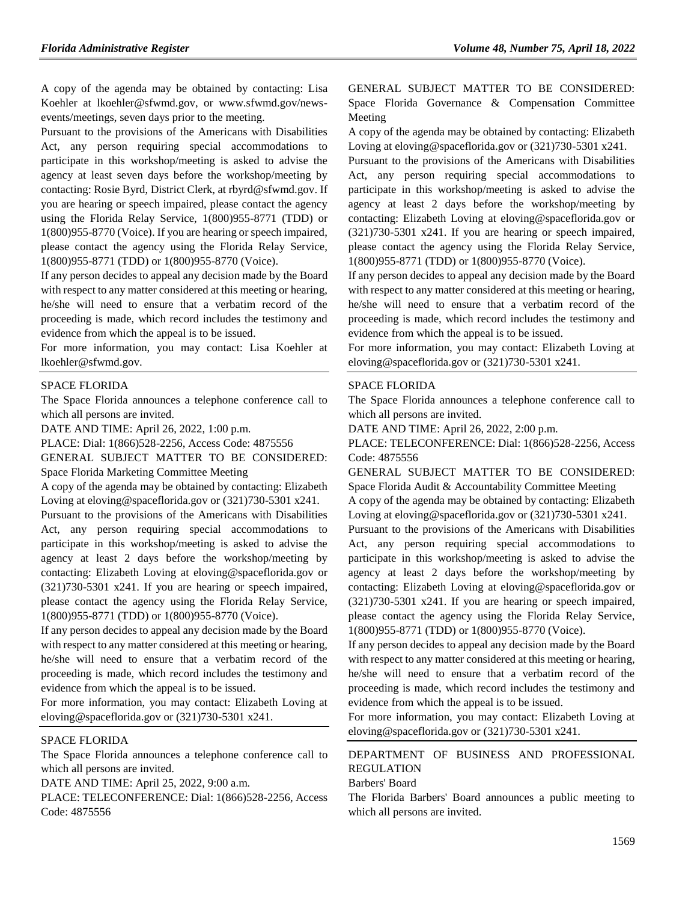A copy of the agenda may be obtained by contacting: Lisa Koehler at lkoehler@sfwmd.gov, or www.sfwmd.gov/news-events/meetings, seven days prior to the meeting.

Pursuant to the provisions of the Americans with Disabilities Act, any person requiring special accommodations to participate in this workshop/meeting is asked to advise the agency at least seven days before the workshop/meeting by contacting: Rosie Byrd, District Clerk, at rbyrd@sfwmd.gov. If you are hearing or speech impaired, please contact the agency using the Florida Relay Service, 1(800)955-8771 (TDD) or 1(800)955-8770 (Voice). If you are hearing or speech impaired, please contact the agency using the Florida Relay Service, 1(800)955-8771 (TDD) or 1(800)955-8770 (Voice).

If any person decides to appeal any decision made by the Board with respect to any matter considered at this meeting or hearing, he/she will need to ensure that a verbatim record of the proceeding is made, which record includes the testimony and evidence from which the appeal is to be issued.

For more information, you may contact: Lisa Koehler at lkoehler@sfwmd.gov.

---

SPACE FLORIDA

The Space Florida announces a telephone conference call to which all persons are invited.

DATE AND TIME: April 26, 2022, 1:00 p.m.

PLACE: Dial: 1(866)528-2256, Access Code: 4875556

GENERAL SUBJECT MATTER TO BE CONSIDERED: Space Florida Marketing Committee Meeting

A copy of the agenda may be obtained by contacting: Elizabeth Loving at eloving@spaceflorida.gov or (321)730-5301 x241.

Pursuant to the provisions of the Americans with Disabilities Act, any person requiring special accommodations to participate in this workshop/meeting is asked to advise the agency at least 2 days before the workshop/meeting by contacting: Elizabeth Loving at eloving@spaceflorida.gov or (321)730-5301 x241. If you are hearing or speech impaired, please contact the agency using the Florida Relay Service, 1(800)955-8771 (TDD) or 1(800)955-8770 (Voice).

If any person decides to appeal any decision made by the Board with respect to any matter considered at this meeting or hearing, he/she will need to ensure that a verbatim record of the proceeding is made, which record includes the testimony and evidence from which the appeal is to be issued.

For more information, you may contact: Elizabeth Loving at eloving@spaceflorida.gov or (321)730-5301 x241.

---

SPACE FLORIDA

The Space Florida announces a telephone conference call to which all persons are invited.

DATE AND TIME: April 25, 2022, 9:00 a.m.

PLACE: TELECONFERENCE: Dial: 1(866)528-2256, Access Code: 4875556

GENERAL SUBJECT MATTER TO BE CONSIDERED: Space Florida Governance & Compensation Committee Meeting

A copy of the agenda may be obtained by contacting: Elizabeth Loving at eloving@spaceflorida.gov or (321)730-5301 x241.

Pursuant to the provisions of the Americans with Disabilities Act, any person requiring special accommodations to participate in this workshop/meeting is asked to advise the agency at least 2 days before the workshop/meeting by contacting: Elizabeth Loving at eloving@spaceflorida.gov or (321)730-5301 x241. If you are hearing or speech impaired, please contact the agency using the Florida Relay Service, 1(800)955-8771 (TDD) or 1(800)955-8770 (Voice).

If any person decides to appeal any decision made by the Board with respect to any matter considered at this meeting or hearing, he/she will need to ensure that a verbatim record of the proceeding is made, which record includes the testimony and evidence from which the appeal is to be issued.

For more information, you may contact: Elizabeth Loving at eloving@spaceflorida.gov or (321)730-5301 x241.

---

SPACE FLORIDA

The Space Florida announces a telephone conference call to which all persons are invited.

DATE AND TIME: April 26, 2022, 2:00 p.m.

PLACE: TELECONFERENCE: Dial: 1(866)528-2256, Access Code: 4875556

GENERAL SUBJECT MATTER TO BE CONSIDERED: Space Florida Audit & Accountability Committee Meeting

A copy of the agenda may be obtained by contacting: Elizabeth Loving at eloving@spaceflorida.gov or (321)730-5301 x241.

Pursuant to the provisions of the Americans with Disabilities Act, any person requiring special accommodations to participate in this workshop/meeting is asked to advise the agency at least 2 days before the workshop/meeting by contacting: Elizabeth Loving at eloving@spaceflorida.gov or (321)730-5301 x241. If you are hearing or speech impaired, please contact the agency using the Florida Relay Service, 1(800)955-8771 (TDD) or 1(800)955-8770 (Voice).

If any person decides to appeal any decision made by the Board with respect to any matter considered at this meeting or hearing, he/she will need to ensure that a verbatim record of the proceeding is made, which record includes the testimony and evidence from which the appeal is to be issued.

For more information, you may contact: Elizabeth Loving at eloving@spaceflorida.gov or (321)730-5301 x241.

---

DEPARTMENT OF BUSINESS AND PROFESSIONAL REGULATION

Barbers' Board

The Florida Barbers' Board announces a public meeting to which all persons are invited.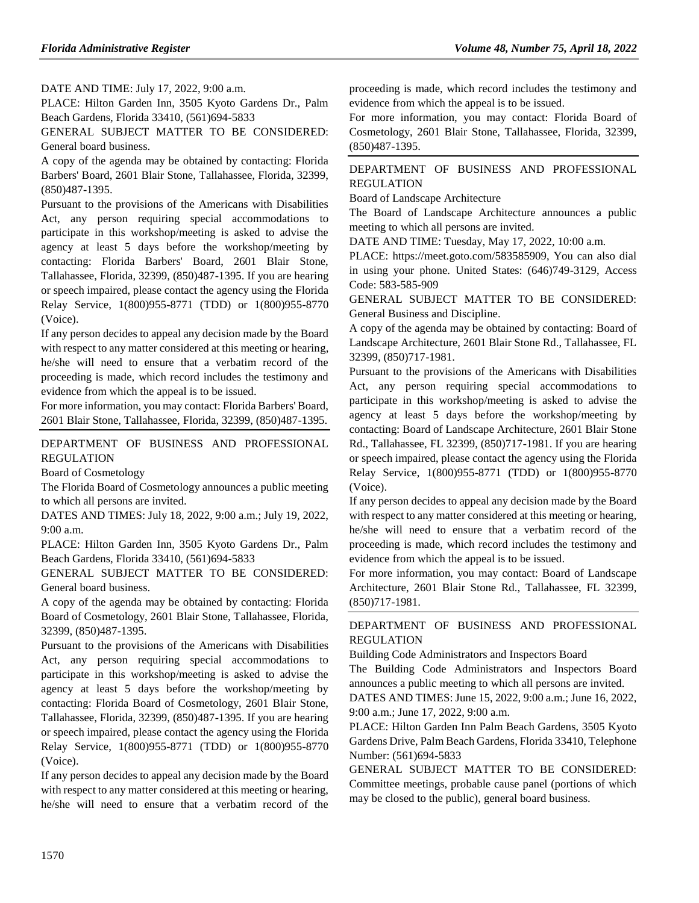DATE AND TIME: July 17, 2022, 9:00 a.m.

PLACE: Hilton Garden Inn, 3505 Kyoto Gardens Dr., Palm Beach Gardens, Florida 33410, (561)694-5833

GENERAL SUBJECT MATTER TO BE CONSIDERED: General board business.

A copy of the agenda may be obtained by contacting: Florida Barbers' Board, 2601 Blair Stone, Tallahassee, Florida, 32399, (850)487-1395.

Pursuant to the provisions of the Americans with Disabilities Act, any person requiring special accommodations to participate in this workshop/meeting is asked to advise the agency at least 5 days before the workshop/meeting by contacting: Florida Barbers' Board, 2601 Blair Stone, Tallahassee, Florida, 32399, (850)487-1395. If you are hearing or speech impaired, please contact the agency using the Florida Relay Service, 1(800)955-8771 (TDD) or 1(800)955-8770 (Voice).

If any person decides to appeal any decision made by the Board with respect to any matter considered at this meeting or hearing, he/she will need to ensure that a verbatim record of the proceeding is made, which record includes the testimony and evidence from which the appeal is to be issued.

For more information, you may contact: Florida Barbers' Board, 2601 Blair Stone, Tallahassee, Florida, 32399, (850)487-1395.

## DEPARTMENT OF BUSINESS AND PROFESSIONAL REGULATION

Board of Cosmetology

The Florida Board of Cosmetology announces a public meeting to which all persons are invited.

DATES AND TIMES: July 18, 2022, 9:00 a.m.; July 19, 2022, 9:00 a.m.

PLACE: Hilton Garden Inn, 3505 Kyoto Gardens Dr., Palm Beach Gardens, Florida 33410, (561)694-5833

GENERAL SUBJECT MATTER TO BE CONSIDERED: General board business.

A copy of the agenda may be obtained by contacting: Florida Board of Cosmetology, 2601 Blair Stone, Tallahassee, Florida, 32399, (850)487-1395.

Pursuant to the provisions of the Americans with Disabilities Act, any person requiring special accommodations to participate in this workshop/meeting is asked to advise the agency at least 5 days before the workshop/meeting by contacting: Florida Board of Cosmetology, 2601 Blair Stone, Tallahassee, Florida, 32399, (850)487-1395. If you are hearing or speech impaired, please contact the agency using the Florida Relay Service, 1(800)955-8771 (TDD) or 1(800)955-8770 (Voice).

If any person decides to appeal any decision made by the Board with respect to any matter considered at this meeting or hearing, he/she will need to ensure that a verbatim record of the proceeding is made, which record includes the testimony and evidence from which the appeal is to be issued.

For more information, you may contact: Florida Board of Cosmetology, 2601 Blair Stone, Tallahassee, Florida, 32399, (850)487-1395.

## DEPARTMENT OF BUSINESS AND PROFESSIONAL REGULATION

Board of Landscape Architecture

The Board of Landscape Architecture announces a public meeting to which all persons are invited.

DATE AND TIME: Tuesday, May 17, 2022, 10:00 a.m.

PLACE: https://meet.goto.com/583585909, You can also dial in using your phone. United States: (646)749-3129, Access Code: 583-585-909

GENERAL SUBJECT MATTER TO BE CONSIDERED: General Business and Discipline.

A copy of the agenda may be obtained by contacting: Board of Landscape Architecture, 2601 Blair Stone Rd., Tallahassee, FL 32399, (850)717-1981.

Pursuant to the provisions of the Americans with Disabilities Act, any person requiring special accommodations to participate in this workshop/meeting is asked to advise the agency at least 5 days before the workshop/meeting by contacting: Board of Landscape Architecture, 2601 Blair Stone Rd., Tallahassee, FL 32399, (850)717-1981. If you are hearing or speech impaired, please contact the agency using the Florida Relay Service, 1(800)955-8771 (TDD) or 1(800)955-8770 (Voice).

If any person decides to appeal any decision made by the Board with respect to any matter considered at this meeting or hearing, he/she will need to ensure that a verbatim record of the proceeding is made, which record includes the testimony and evidence from which the appeal is to be issued.

For more information, you may contact: Board of Landscape Architecture, 2601 Blair Stone Rd., Tallahassee, FL 32399, (850)717-1981.

## DEPARTMENT OF BUSINESS AND PROFESSIONAL REGULATION

Building Code Administrators and Inspectors Board

The Building Code Administrators and Inspectors Board announces a public meeting to which all persons are invited.

DATES AND TIMES: June 15, 2022, 9:00 a.m.; June 16, 2022, 9:00 a.m.; June 17, 2022, 9:00 a.m.

PLACE: Hilton Garden Inn Palm Beach Gardens, 3505 Kyoto Gardens Drive, Palm Beach Gardens, Florida 33410, Telephone Number: (561)694-5833

GENERAL SUBJECT MATTER TO BE CONSIDERED: Committee meetings, probable cause panel (portions of which may be closed to the public), general board business.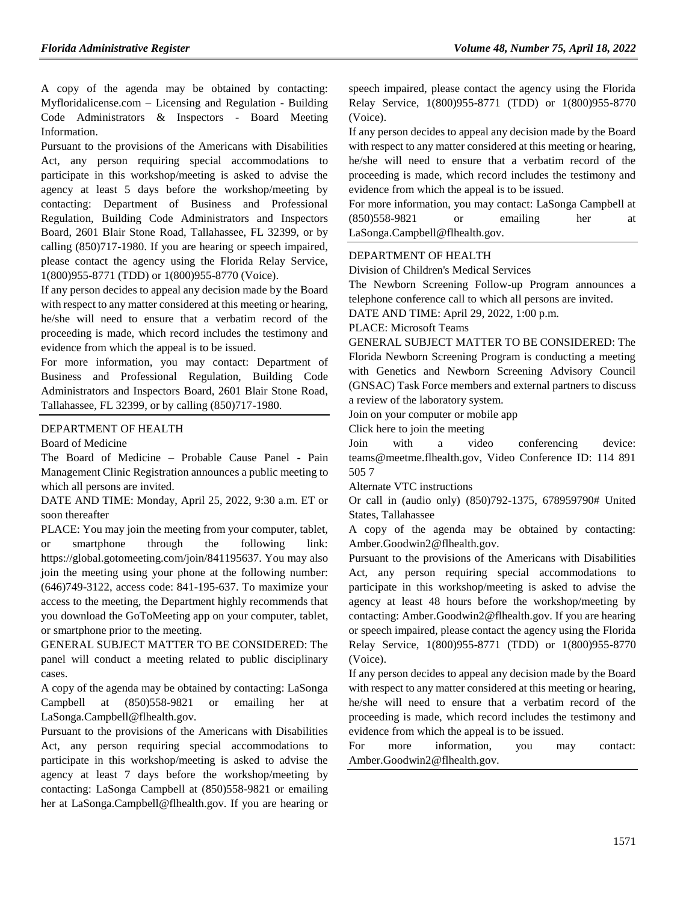A copy of the agenda may be obtained by contacting: Myfloridalicense.com – Licensing and Regulation - Building Code Administrators & Inspectors - Board Meeting Information.

Pursuant to the provisions of the Americans with Disabilities Act, any person requiring special accommodations to participate in this workshop/meeting is asked to advise the agency at least 5 days before the workshop/meeting by contacting: Department of Business and Professional Regulation, Building Code Administrators and Inspectors Board, 2601 Blair Stone Road, Tallahassee, FL 32399, or by calling (850)717-1980. If you are hearing or speech impaired, please contact the agency using the Florida Relay Service, 1(800)955-8771 (TDD) or 1(800)955-8770 (Voice).

If any person decides to appeal any decision made by the Board with respect to any matter considered at this meeting or hearing, he/she will need to ensure that a verbatim record of the proceeding is made, which record includes the testimony and evidence from which the appeal is to be issued.

For more information, you may contact: Department of Business and Professional Regulation, Building Code Administrators and Inspectors Board, 2601 Blair Stone Road, Tallahassee, FL 32399, or by calling (850)717-1980.

---

DEPARTMENT OF HEALTH

Board of Medicine

The Board of Medicine – Probable Cause Panel - Pain Management Clinic Registration announces a public meeting to which all persons are invited.

DATE AND TIME: Monday, April 25, 2022, 9:30 a.m. ET or soon thereafter

PLACE: You may join the meeting from your computer, tablet, or smartphone through the following link: https://global.gotomeeting.com/join/841195637. You may also join the meeting using your phone at the following number: (646)749-3122, access code: 841-195-637. To maximize your access to the meeting, the Department highly recommends that you download the GoToMeeting app on your computer, tablet, or smartphone prior to the meeting.

GENERAL SUBJECT MATTER TO BE CONSIDERED: The panel will conduct a meeting related to public disciplinary cases.

A copy of the agenda may be obtained by contacting: LaSonga Campbell at (850)558-9821 or emailing her at LaSonga.Campbell@flhealth.gov.

Pursuant to the provisions of the Americans with Disabilities Act, any person requiring special accommodations to participate in this workshop/meeting is asked to advise the agency at least 7 days before the workshop/meeting by contacting: LaSonga Campbell at (850)558-9821 or emailing her at LaSonga.Campbell@flhealth.gov. If you are hearing or speech impaired, please contact the agency using the Florida Relay Service, 1(800)955-8771 (TDD) or 1(800)955-8770 (Voice).

If any person decides to appeal any decision made by the Board with respect to any matter considered at this meeting or hearing, he/she will need to ensure that a verbatim record of the proceeding is made, which record includes the testimony and evidence from which the appeal is to be issued.

For more information, you may contact: LaSonga Campbell at (850)558-9821 or emailing her at LaSonga.Campbell@flhealth.gov.

---

DEPARTMENT OF HEALTH

Division of Children's Medical Services

The Newborn Screening Follow-up Program announces a telephone conference call to which all persons are invited.

DATE AND TIME: April 29, 2022, 1:00 p.m.

PLACE: Microsoft Teams

GENERAL SUBJECT MATTER TO BE CONSIDERED: The Florida Newborn Screening Program is conducting a meeting with Genetics and Newborn Screening Advisory Council (GNSAC) Task Force members and external partners to discuss a review of the laboratory system.

Join on your computer or mobile app

Click here to join the meeting

Join with a video conferencing device: teams@meetme.flhealth.gov, Video Conference ID: 114 891 505 7

Alternate VTC instructions

Or call in (audio only) (850)792-1375, 678959790# United States, Tallahassee

A copy of the agenda may be obtained by contacting: Amber.Goodwin2@flhealth.gov.

Pursuant to the provisions of the Americans with Disabilities Act, any person requiring special accommodations to participate in this workshop/meeting is asked to advise the agency at least 48 hours before the workshop/meeting by contacting: Amber.Goodwin2@flhealth.gov. If you are hearing or speech impaired, please contact the agency using the Florida Relay Service, 1(800)955-8771 (TDD) or 1(800)955-8770 (Voice).

If any person decides to appeal any decision made by the Board with respect to any matter considered at this meeting or hearing, he/she will need to ensure that a verbatim record of the proceeding is made, which record includes the testimony and evidence from which the appeal is to be issued.

For more information, you may contact: Amber.Goodwin2@flhealth.gov.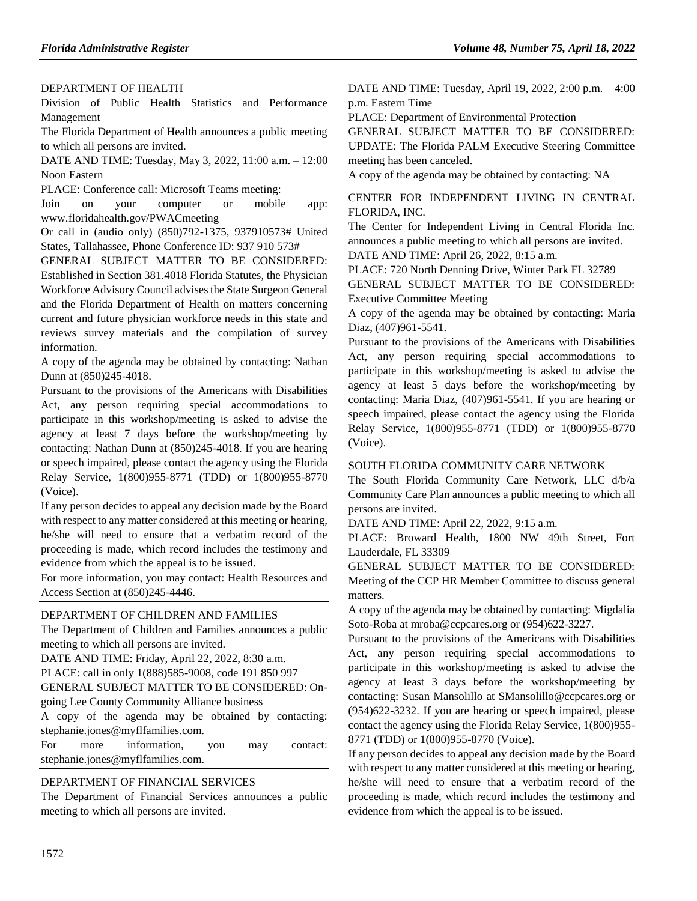DEPARTMENT OF HEALTH

Division of Public Health Statistics and Performance Management

The Florida Department of Health announces a public meeting to which all persons are invited.

DATE AND TIME: Tuesday, May 3, 2022, 11:00 a.m. – 12:00 Noon Eastern

PLACE: Conference call: Microsoft Teams meeting:

Join on your computer or mobile app: www.floridahealth.gov/PWACmeeting

Or call in (audio only) (850)792-1375, 937910573# United States, Tallahassee, Phone Conference ID: 937 910 573#

GENERAL SUBJECT MATTER TO BE CONSIDERED: Established in Section 381.4018 Florida Statutes, the Physician Workforce Advisory Council advises the State Surgeon General and the Florida Department of Health on matters concerning current and future physician workforce needs in this state and reviews survey materials and the compilation of survey information.

A copy of the agenda may be obtained by contacting: Nathan Dunn at (850)245-4018.

Pursuant to the provisions of the Americans with Disabilities Act, any person requiring special accommodations to participate in this workshop/meeting is asked to advise the agency at least 7 days before the workshop/meeting by contacting: Nathan Dunn at (850)245-4018. If you are hearing or speech impaired, please contact the agency using the Florida Relay Service, 1(800)955-8771 (TDD) or 1(800)955-8770 (Voice).

If any person decides to appeal any decision made by the Board with respect to any matter considered at this meeting or hearing, he/she will need to ensure that a verbatim record of the proceeding is made, which record includes the testimony and evidence from which the appeal is to be issued.

For more information, you may contact: Health Resources and Access Section at (850)245-4446.

---

DEPARTMENT OF CHILDREN AND FAMILIES

The Department of Children and Families announces a public meeting to which all persons are invited.

DATE AND TIME: Friday, April 22, 2022, 8:30 a.m.

PLACE: call in only 1(888)585-9008, code 191 850 997

GENERAL SUBJECT MATTER TO BE CONSIDERED: Ongoing Lee County Community Alliance business

A copy of the agenda may be obtained by contacting: stephanie.jones@myflfamilies.com.

For more information, you may contact: stephanie.jones@myflfamilies.com.

---

DEPARTMENT OF FINANCIAL SERVICES

The Department of Financial Services announces a public meeting to which all persons are invited.

DATE AND TIME: Tuesday, April 19, 2022, 2:00 p.m. – 4:00 p.m. Eastern Time

PLACE: Department of Environmental Protection

GENERAL SUBJECT MATTER TO BE CONSIDERED: UPDATE: The Florida PALM Executive Steering Committee meeting has been canceled.

A copy of the agenda may be obtained by contacting: NA

---

CENTER FOR INDEPENDENT LIVING IN CENTRAL FLORIDA, INC.

The Center for Independent Living in Central Florida Inc. announces a public meeting to which all persons are invited.

DATE AND TIME: April 26, 2022, 8:15 a.m.

PLACE: 720 North Denning Drive, Winter Park FL 32789

GENERAL SUBJECT MATTER TO BE CONSIDERED: Executive Committee Meeting

A copy of the agenda may be obtained by contacting: Maria Diaz, (407)961-5541.

Pursuant to the provisions of the Americans with Disabilities Act, any person requiring special accommodations to participate in this workshop/meeting is asked to advise the agency at least 5 days before the workshop/meeting by contacting: Maria Diaz, (407)961-5541. If you are hearing or speech impaired, please contact the agency using the Florida Relay Service, 1(800)955-8771 (TDD) or 1(800)955-8770 (Voice).

---

SOUTH FLORIDA COMMUNITY CARE NETWORK

The South Florida Community Care Network, LLC d/b/a Community Care Plan announces a public meeting to which all persons are invited.

DATE AND TIME: April 22, 2022, 9:15 a.m.

PLACE: Broward Health, 1800 NW 49th Street, Fort Lauderdale, FL 33309

GENERAL SUBJECT MATTER TO BE CONSIDERED: Meeting of the CCP HR Member Committee to discuss general matters.

A copy of the agenda may be obtained by contacting: Migdalia Soto-Roba at mroba@ccpcares.org or (954)622-3227.

Pursuant to the provisions of the Americans with Disabilities Act, any person requiring special accommodations to participate in this workshop/meeting is asked to advise the agency at least 3 days before the workshop/meeting by contacting: Susan Mansolillo at SMansolillo@ccpcares.org or (954)622-3232. If you are hearing or speech impaired, please contact the agency using the Florida Relay Service, 1(800)955-8771 (TDD) or 1(800)955-8770 (Voice).

If any person decides to appeal any decision made by the Board with respect to any matter considered at this meeting or hearing, he/she will need to ensure that a verbatim record of the proceeding is made, which record includes the testimony and evidence from which the appeal is to be issued.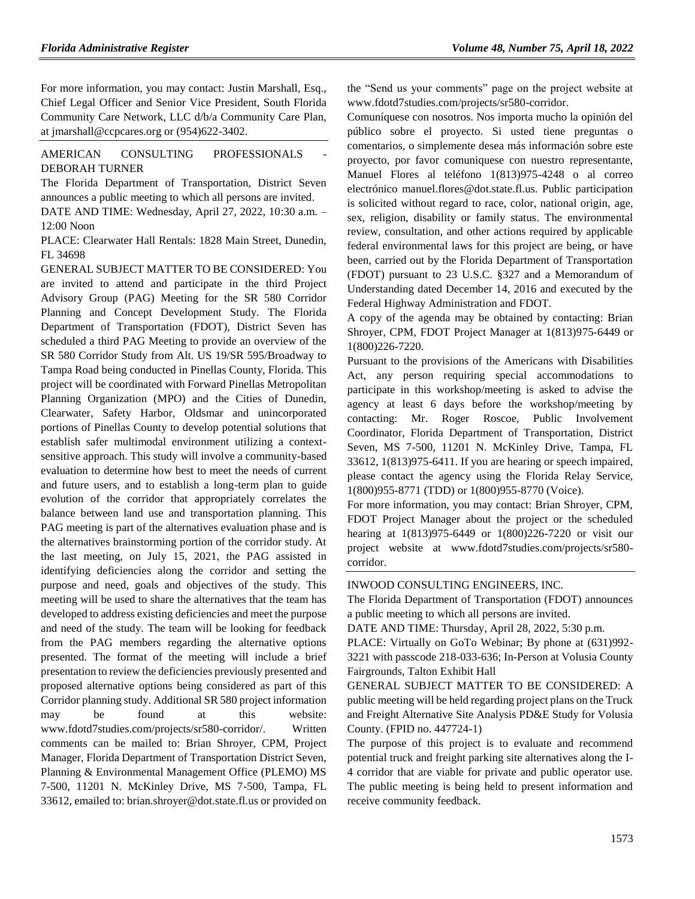For more information, you may contact: Justin Marshall, Esq., Chief Legal Officer and Senior Vice President, South Florida Community Care Network, LLC d/b/a Community Care Plan, at jmarshall@ccpcares.org or (954)622-3402.

AMERICAN CONSULTING PROFESSIONALS - DEBORAH TURNER

The Florida Department of Transportation, District Seven announces a public meeting to which all persons are invited.

DATE AND TIME: Wednesday, April 27, 2022, 10:30 a.m. – 12:00 Noon

PLACE: Clearwater Hall Rentals: 1828 Main Street, Dunedin, FL 34698

GENERAL SUBJECT MATTER TO BE CONSIDERED: You are invited to attend and participate in the third Project Advisory Group (PAG) Meeting for the SR 580 Corridor Planning and Concept Development Study. The Florida Department of Transportation (FDOT), District Seven has scheduled a third PAG Meeting to provide an overview of the SR 580 Corridor Study from Alt. US 19/SR 595/Broadway to Tampa Road being conducted in Pinellas County, Florida. This project will be coordinated with Forward Pinellas Metropolitan Planning Organization (MPO) and the Cities of Dunedin, Clearwater, Safety Harbor, Oldsmar and unincorporated portions of Pinellas County to develop potential solutions that establish safer multimodal environment utilizing a context-sensitive approach. This study will involve a community-based evaluation to determine how best to meet the needs of current and future users, and to establish a long-term plan to guide evolution of the corridor that appropriately correlates the balance between land use and transportation planning. This PAG meeting is part of the alternatives evaluation phase and is the alternatives brainstorming portion of the corridor study. At the last meeting, on July 15, 2021, the PAG assisted in identifying deficiencies along the corridor and setting the purpose and need, goals and objectives of the study. This meeting will be used to share the alternatives that the team has developed to address existing deficiencies and meet the purpose and need of the study. The team will be looking for feedback from the PAG members regarding the alternative options presented. The format of the meeting will include a brief presentation to review the deficiencies previously presented and proposed alternative options being considered as part of this Corridor planning study. Additional SR 580 project information may be found at this website: www.fdotd7studies.com/projects/sr580-corridor/. Written comments can be mailed to: Brian Shroyer, CPM, Project Manager, Florida Department of Transportation District Seven, Planning & Environmental Management Office (PLEMO) MS 7-500, 11201 N. McKinley Drive, MS 7-500, Tampa, FL 33612, emailed to: brian.shroyer@dot.state.fl.us or provided on the "Send us your comments" page on the project website at www.fdotd7studies.com/projects/sr580-corridor.

Comuníquese con nosotros. Nos importa mucho la opinión del público sobre el proyecto. Si usted tiene preguntas o comentarios, o simplemente desea más información sobre este proyecto, por favor comuniquese con nuestro representante, Manuel Flores al teléfono 1(813)975-4248 o al correo electrónico manuel.flores@dot.state.fl.us. Public participation is solicited without regard to race, color, national origin, age, sex, religion, disability or family status. The environmental review, consultation, and other actions required by applicable federal environmental laws for this project are being, or have been, carried out by the Florida Department of Transportation (FDOT) pursuant to 23 U.S.C. §327 and a Memorandum of Understanding dated December 14, 2016 and executed by the Federal Highway Administration and FDOT.

A copy of the agenda may be obtained by contacting: Brian Shroyer, CPM, FDOT Project Manager at 1(813)975-6449 or 1(800)226-7220.

Pursuant to the provisions of the Americans with Disabilities Act, any person requiring special accommodations to participate in this workshop/meeting is asked to advise the agency at least 6 days before the workshop/meeting by contacting: Mr. Roger Roscoe, Public Involvement Coordinator, Florida Department of Transportation, District Seven, MS 7-500, 11201 N. McKinley Drive, Tampa, FL 33612, 1(813)975-6411. If you are hearing or speech impaired, please contact the agency using the Florida Relay Service, 1(800)955-8771 (TDD) or 1(800)955-8770 (Voice).

For more information, you may contact: Brian Shroyer, CPM, FDOT Project Manager about the project or the scheduled hearing at 1(813)975-6449 or 1(800)226-7220 or visit our project website at www.fdotd7studies.com/projects/sr580-corridor.

INWOOD CONSULTING ENGINEERS, INC.

The Florida Department of Transportation (FDOT) announces a public meeting to which all persons are invited.

DATE AND TIME: Thursday, April 28, 2022, 5:30 p.m.

PLACE: Virtually on GoTo Webinar; By phone at (631)992-3221 with passcode 218-033-636; In-Person at Volusia County Fairgrounds, Talton Exhibit Hall

GENERAL SUBJECT MATTER TO BE CONSIDERED: A public meeting will be held regarding project plans on the Truck and Freight Alternative Site Analysis PD&E Study for Volusia County. (FPID no. 447724-1)

The purpose of this project is to evaluate and recommend potential truck and freight parking site alternatives along the I-4 corridor that are viable for private and public operator use. The public meeting is being held to present information and receive community feedback.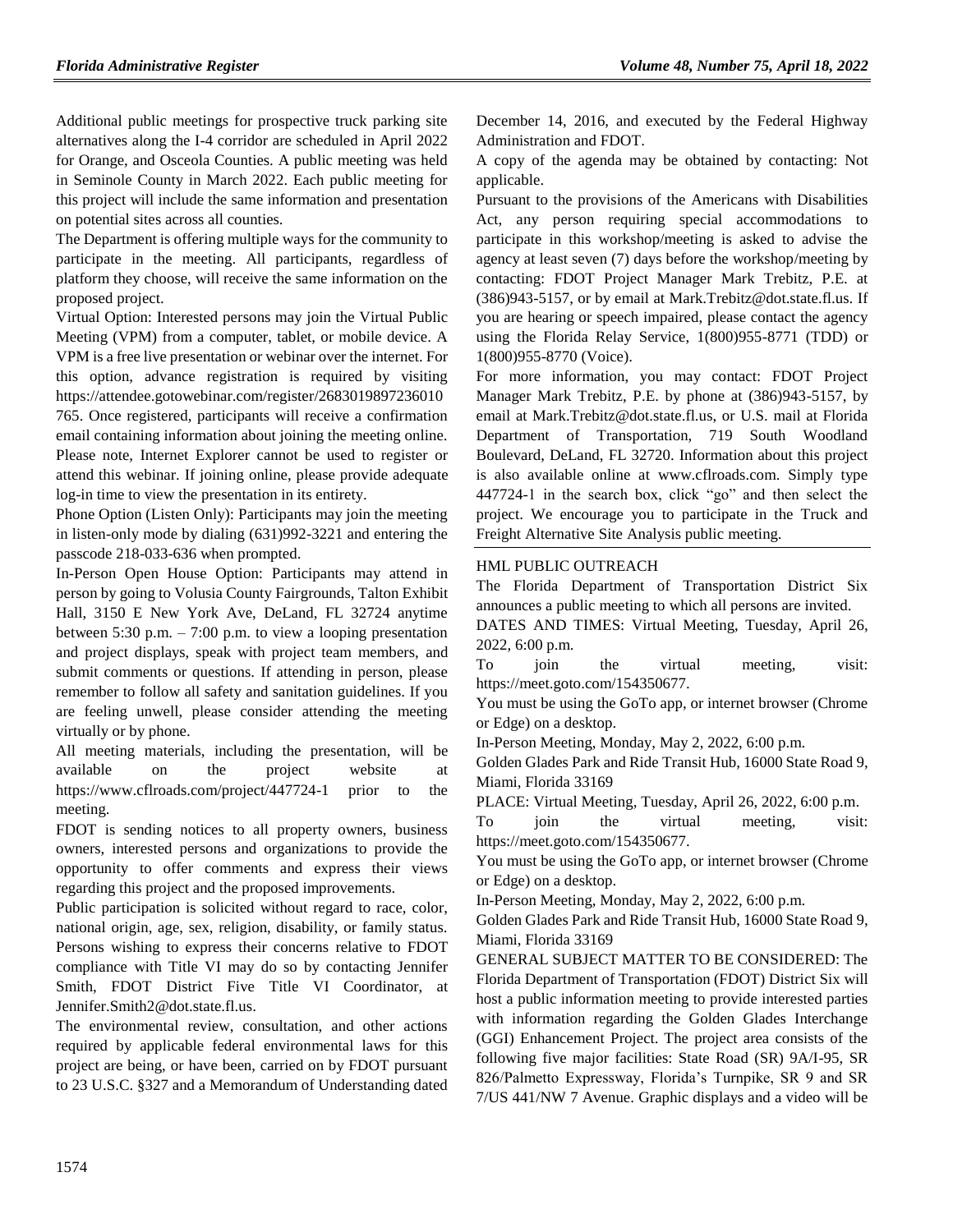Additional public meetings for prospective truck parking site alternatives along the I-4 corridor are scheduled in April 2022 for Orange, and Osceola Counties. A public meeting was held in Seminole County in March 2022. Each public meeting for this project will include the same information and presentation on potential sites across all counties.

The Department is offering multiple ways for the community to participate in the meeting. All participants, regardless of platform they choose, will receive the same information on the proposed project.

Virtual Option: Interested persons may join the Virtual Public Meeting (VPM) from a computer, tablet, or mobile device. A VPM is a free live presentation or webinar over the internet. For this option, advance registration is required by visiting https://attendee.gotowebinar.com/register/2683019897236010765. Once registered, participants will receive a confirmation email containing information about joining the meeting online. Please note, Internet Explorer cannot be used to register or attend this webinar. If joining online, please provide adequate log-in time to view the presentation in its entirety.

Phone Option (Listen Only): Participants may join the meeting in listen-only mode by dialing (631)992-3221 and entering the passcode 218-033-636 when prompted.

In-Person Open House Option: Participants may attend in person by going to Volusia County Fairgrounds, Talton Exhibit Hall, 3150 E New York Ave, DeLand, FL 32724 anytime between 5:30 p.m. – 7:00 p.m. to view a looping presentation and project displays, speak with project team members, and submit comments or questions. If attending in person, please remember to follow all safety and sanitation guidelines. If you are feeling unwell, please consider attending the meeting virtually or by phone.

All meeting materials, including the presentation, will be available on the project website at https://www.cflroads.com/project/447724-1 prior to the meeting.

FDOT is sending notices to all property owners, business owners, interested persons and organizations to provide the opportunity to offer comments and express their views regarding this project and the proposed improvements.

Public participation is solicited without regard to race, color, national origin, age, sex, religion, disability, or family status. Persons wishing to express their concerns relative to FDOT compliance with Title VI may do so by contacting Jennifer Smith, FDOT District Five Title VI Coordinator, at Jennifer.Smith2@dot.state.fl.us.

The environmental review, consultation, and other actions required by applicable federal environmental laws for this project are being, or have been, carried on by FDOT pursuant to 23 U.S.C. §327 and a Memorandum of Understanding dated December 14, 2016, and executed by the Federal Highway Administration and FDOT.

A copy of the agenda may be obtained by contacting: Not applicable.

Pursuant to the provisions of the Americans with Disabilities Act, any person requiring special accommodations to participate in this workshop/meeting is asked to advise the agency at least seven (7) days before the workshop/meeting by contacting: FDOT Project Manager Mark Trebitz, P.E. at (386)943-5157, or by email at Mark.Trebitz@dot.state.fl.us. If you are hearing or speech impaired, please contact the agency using the Florida Relay Service, 1(800)955-8771 (TDD) or 1(800)955-8770 (Voice).

For more information, you may contact: FDOT Project Manager Mark Trebitz, P.E. by phone at (386)943-5157, by email at Mark.Trebitz@dot.state.fl.us, or U.S. mail at Florida Department of Transportation, 719 South Woodland Boulevard, DeLand, FL 32720. Information about this project is also available online at www.cflroads.com. Simply type 447724-1 in the search box, click "go" and then select the project. We encourage you to participate in the Truck and Freight Alternative Site Analysis public meeting.

---

HML PUBLIC OUTREACH

The Florida Department of Transportation District Six announces a public meeting to which all persons are invited.

DATES AND TIMES: Virtual Meeting, Tuesday, April 26, 2022, 6:00 p.m.

To join the virtual meeting, visit: https://meet.goto.com/154350677.

You must be using the GoTo app, or internet browser (Chrome or Edge) on a desktop.

In-Person Meeting, Monday, May 2, 2022, 6:00 p.m.

Golden Glades Park and Ride Transit Hub, 16000 State Road 9, Miami, Florida 33169

PLACE: Virtual Meeting, Tuesday, April 26, 2022, 6:00 p.m.

To join the virtual meeting, visit: https://meet.goto.com/154350677.

You must be using the GoTo app, or internet browser (Chrome or Edge) on a desktop.

In-Person Meeting, Monday, May 2, 2022, 6:00 p.m.

Golden Glades Park and Ride Transit Hub, 16000 State Road 9, Miami, Florida 33169

GENERAL SUBJECT MATTER TO BE CONSIDERED: The Florida Department of Transportation (FDOT) District Six will host a public information meeting to provide interested parties with information regarding the Golden Glades Interchange (GGI) Enhancement Project. The project area consists of the following five major facilities: State Road (SR) 9A/I-95, SR 826/Palmetto Expressway, Florida's Turnpike, SR 9 and SR 7/US 441/NW 7 Avenue. Graphic displays and a video will be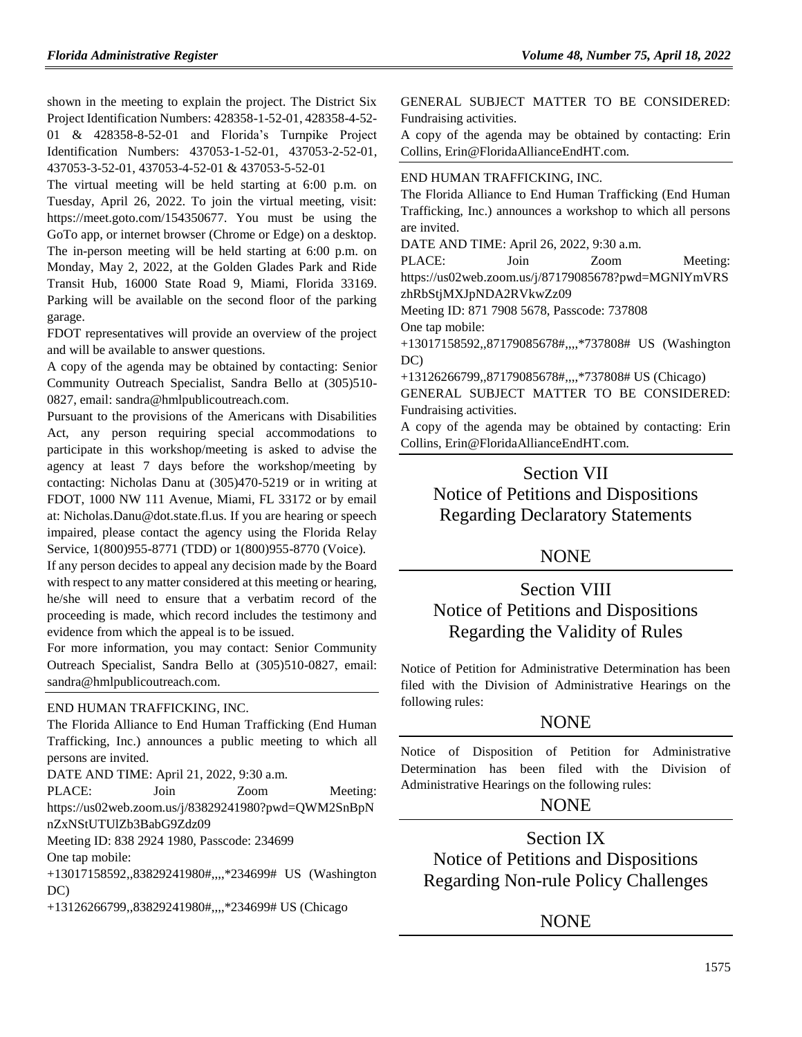shown in the meeting to explain the project. The District Six Project Identification Numbers: 428358-1-52-01, 428358-4-52-01 & 428358-8-52-01 and Florida's Turnpike Project Identification Numbers: 437053-1-52-01, 437053-2-52-01, 437053-3-52-01, 437053-4-52-01 & 437053-5-52-01

The virtual meeting will be held starting at 6:00 p.m. on Tuesday, April 26, 2022. To join the virtual meeting, visit: https://meet.goto.com/154350677. You must be using the GoTo app, or internet browser (Chrome or Edge) on a desktop. The in-person meeting will be held starting at 6:00 p.m. on Monday, May 2, 2022, at the Golden Glades Park and Ride Transit Hub, 16000 State Road 9, Miami, Florida 33169. Parking will be available on the second floor of the parking garage.

FDOT representatives will provide an overview of the project and will be available to answer questions.

A copy of the agenda may be obtained by contacting: Senior Community Outreach Specialist, Sandra Bello at (305)510-0827, email: sandra@hmlpublicoutreach.com.

Pursuant to the provisions of the Americans with Disabilities Act, any person requiring special accommodations to participate in this workshop/meeting is asked to advise the agency at least 7 days before the workshop/meeting by contacting: Nicholas Danu at (305)470-5219 or in writing at FDOT, 1000 NW 111 Avenue, Miami, FL 33172 or by email at: Nicholas.Danu@dot.state.fl.us. If you are hearing or speech impaired, please contact the agency using the Florida Relay Service, 1(800)955-8771 (TDD) or 1(800)955-8770 (Voice).

If any person decides to appeal any decision made by the Board with respect to any matter considered at this meeting or hearing, he/she will need to ensure that a verbatim record of the proceeding is made, which record includes the testimony and evidence from which the appeal is to be issued.

For more information, you may contact: Senior Community Outreach Specialist, Sandra Bello at (305)510-0827, email: sandra@hmlpublicoutreach.com.

END HUMAN TRAFFICKING, INC.

The Florida Alliance to End Human Trafficking (End Human Trafficking, Inc.) announces a public meeting to which all persons are invited.

DATE AND TIME: April 21, 2022, 9:30 a.m.

PLACE: Join Zoom Meeting: https://us02web.zoom.us/j/83829241980?pwd=QWM2SnBpNnZxNStUTUlZb3BabG9Zdz09

Meeting ID: 838 2924 1980, Passcode: 234699

One tap mobile:

+13017158592,,83829241980#,,,,*234699# US (Washington DC)

+13126266799,,83829241980#,,,,*234699# US (Chicago

GENERAL SUBJECT MATTER TO BE CONSIDERED: Fundraising activities.

A copy of the agenda may be obtained by contacting: Erin Collins, Erin@FloridaAllianceEndHT.com.

END HUMAN TRAFFICKING, INC.

The Florida Alliance to End Human Trafficking (End Human Trafficking, Inc.) announces a workshop to which all persons are invited.

DATE AND TIME: April 26, 2022, 9:30 a.m.

PLACE: Join Zoom Meeting: https://us02web.zoom.us/j/87179085678?pwd=MGNlYmVRSzhRbStjMXJpNDA2RVkwZz09

Meeting ID: 871 7908 5678, Passcode: 737808

One tap mobile:

+13017158592,,87179085678#,,,,*737808# US (Washington DC)

+13126266799,,87179085678#,,,,*737808# US (Chicago)

GENERAL SUBJECT MATTER TO BE CONSIDERED: Fundraising activities.

A copy of the agenda may be obtained by contacting: Erin Collins, Erin@FloridaAllianceEndHT.com.

# Section VII
# Notice of Petitions and Dispositions Regarding Declaratory Statements

## NONE

# Section VIII
# Notice of Petitions and Dispositions Regarding the Validity of Rules

Notice of Petition for Administrative Determination has been filed with the Division of Administrative Hearings on the following rules:

## NONE

Notice of Disposition of Petition for Administrative Determination has been filed with the Division of Administrative Hearings on the following rules:

## NONE

# Section IX
# Notice of Petitions and Dispositions Regarding Non-rule Policy Challenges

## NONE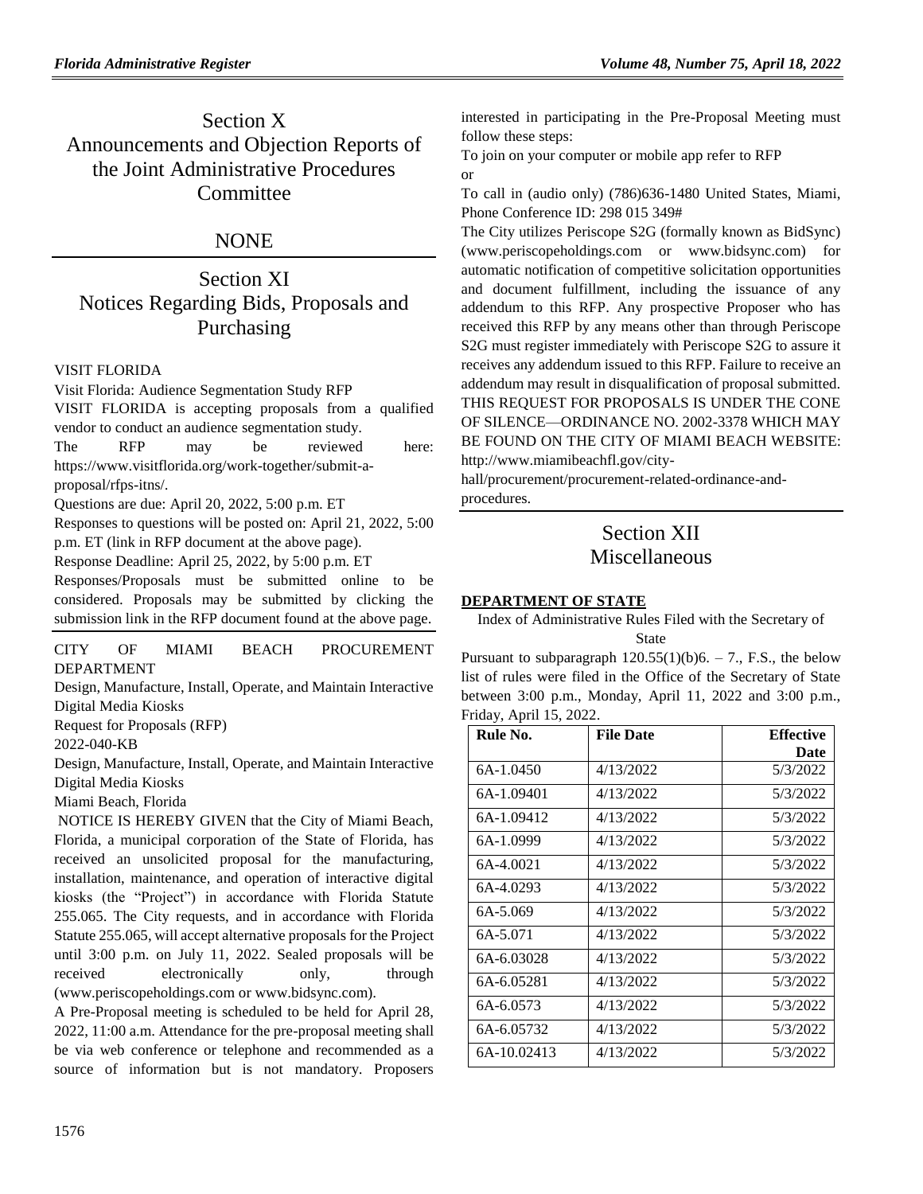# Section X
# Announcements and Objection Reports of the Joint Administrative Procedures Committee

## NONE

# Section XI
# Notices Regarding Bids, Proposals and Purchasing

VISIT FLORIDA

Visit Florida: Audience Segmentation Study RFP

VISIT FLORIDA is accepting proposals from a qualified vendor to conduct an audience segmentation study.

The RFP may be reviewed here: https://www.visitflorida.org/work-together/submit-a-proposal/rfps-itns/.

Questions are due: April 20, 2022, 5:00 p.m. ET

Responses to questions will be posted on: April 21, 2022, 5:00 p.m. ET (link in RFP document at the above page).

Response Deadline: April 25, 2022, by 5:00 p.m. ET

Responses/Proposals must be submitted online to be considered. Proposals may be submitted by clicking the submission link in the RFP document found at the above page.

---

CITY OF MIAMI BEACH PROCUREMENT DEPARTMENT

Design, Manufacture, Install, Operate, and Maintain Interactive Digital Media Kiosks

Request for Proposals (RFP)

2022-040-KB

Design, Manufacture, Install, Operate, and Maintain Interactive Digital Media Kiosks

Miami Beach, Florida

NOTICE IS HEREBY GIVEN that the City of Miami Beach, Florida, a municipal corporation of the State of Florida, has received an unsolicited proposal for the manufacturing, installation, maintenance, and operation of interactive digital kiosks (the "Project") in accordance with Florida Statute 255.065. The City requests, and in accordance with Florida Statute 255.065, will accept alternative proposals for the Project until 3:00 p.m. on July 11, 2022. Sealed proposals will be received electronically only, through (www.periscopeholdings.com or www.bidsync.com).

A Pre-Proposal meeting is scheduled to be held for April 28, 2022, 11:00 a.m. Attendance for the pre-proposal meeting shall be via web conference or telephone and recommended as a source of information but is not mandatory. Proposers interested in participating in the Pre-Proposal Meeting must follow these steps:

To join on your computer or mobile app refer to RFP

or

To call in (audio only) (786)636-1480 United States, Miami, Phone Conference ID: 298 015 349#

The City utilizes Periscope S2G (formally known as BidSync) (www.periscopeholdings.com or www.bidsync.com) for automatic notification of competitive solicitation opportunities and document fulfillment, including the issuance of any addendum to this RFP. Any prospective Proposer who has received this RFP by any means other than through Periscope S2G must register immediately with Periscope S2G to assure it receives any addendum issued to this RFP. Failure to receive an addendum may result in disqualification of proposal submitted.

THIS REQUEST FOR PROPOSALS IS UNDER THE CONE OF SILENCE—ORDINANCE NO. 2002-3378 WHICH MAY BE FOUND ON THE CITY OF MIAMI BEACH WEBSITE: http://www.miamibeachfl.gov/city-hall/procurement/procurement-related-ordinance-and-procedures.

# Section XII
# Miscellaneous

**DEPARTMENT OF STATE**

Index of Administrative Rules Filed with the Secretary of State

Pursuant to subparagraph 120.55(1)(b)6. – 7., F.S., the below list of rules were filed in the Office of the Secretary of State between 3:00 p.m., Monday, April 11, 2022 and 3:00 p.m., Friday, April 15, 2022.

| Rule No. | File Date | Effective Date |
|---|---|---|
| 6A-1.0450 | 4/13/2022 | 5/3/2022 |
| 6A-1.09401 | 4/13/2022 | 5/3/2022 |
| 6A-1.09412 | 4/13/2022 | 5/3/2022 |
| 6A-1.0999 | 4/13/2022 | 5/3/2022 |
| 6A-4.0021 | 4/13/2022 | 5/3/2022 |
| 6A-4.0293 | 4/13/2022 | 5/3/2022 |
| 6A-5.069 | 4/13/2022 | 5/3/2022 |
| 6A-5.071 | 4/13/2022 | 5/3/2022 |
| 6A-6.03028 | 4/13/2022 | 5/3/2022 |
| 6A-6.05281 | 4/13/2022 | 5/3/2022 |
| 6A-6.0573 | 4/13/2022 | 5/3/2022 |
| 6A-6.05732 | 4/13/2022 | 5/3/2022 |
| 6A-10.02413 | 4/13/2022 | 5/3/2022 |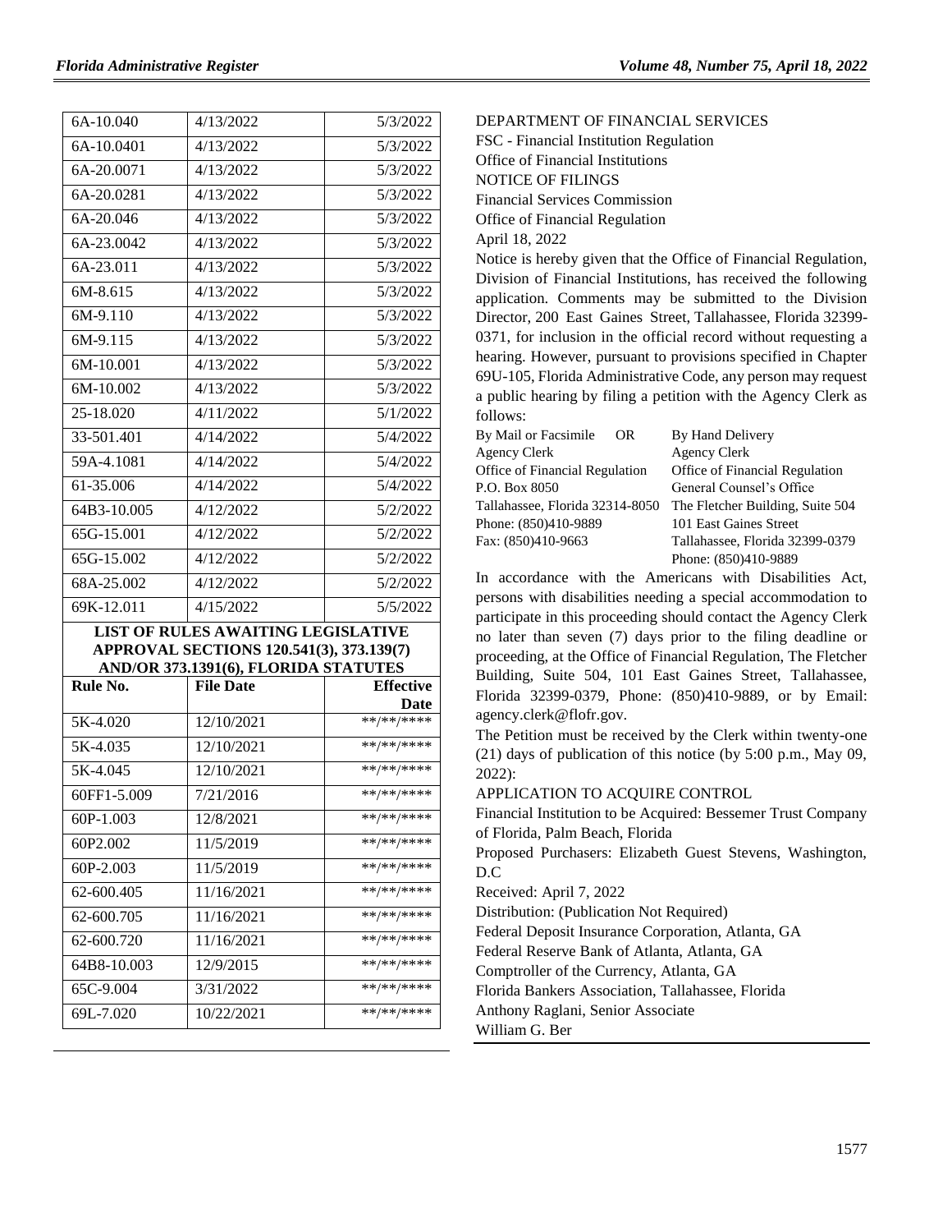| | | |
|---|---|---|
| 6A-10.040 | 4/13/2022 | 5/3/2022 |
| 6A-10.0401 | 4/13/2022 | 5/3/2022 |
| 6A-20.0071 | 4/13/2022 | 5/3/2022 |
| 6A-20.0281 | 4/13/2022 | 5/3/2022 |
| 6A-20.046 | 4/13/2022 | 5/3/2022 |
| 6A-23.0042 | 4/13/2022 | 5/3/2022 |
| 6A-23.011 | 4/13/2022 | 5/3/2022 |
| 6M-8.615 | 4/13/2022 | 5/3/2022 |
| 6M-9.110 | 4/13/2022 | 5/3/2022 |
| 6M-9.115 | 4/13/2022 | 5/3/2022 |
| 6M-10.001 | 4/13/2022 | 5/3/2022 |
| 6M-10.002 | 4/13/2022 | 5/3/2022 |
| 25-18.020 | 4/11/2022 | 5/1/2022 |
| 33-501.401 | 4/14/2022 | 5/4/2022 |
| 59A-4.1081 | 4/14/2022 | 5/4/2022 |
| 61-35.006 | 4/14/2022 | 5/4/2022 |
| 64B3-10.005 | 4/12/2022 | 5/2/2022 |
| 65G-15.001 | 4/12/2022 | 5/2/2022 |
| 65G-15.002 | 4/12/2022 | 5/2/2022 |
| 68A-25.002 | 4/12/2022 | 5/2/2022 |
| 69K-12.011 | 4/15/2022 | 5/5/2022 |

**LIST OF RULES AWAITING LEGISLATIVE APPROVAL SECTIONS 120.541(3), 373.139(7) AND/OR 373.1391(6), FLORIDA STATUTES**

| Rule No. | File Date | Effective Date |
|---|---|---|
| 5K-4.020 | 12/10/2021 | \*\*/\*\*/\*\*\*\* |
| 5K-4.035 | 12/10/2021 | \*\*/\*\*/\*\*\*\* |
| 5K-4.045 | 12/10/2021 | \*\*/\*\*/\*\*\*\* |
| 60FF1-5.009 | 7/21/2016 | \*\*/\*\*/\*\*\*\* |
| 60P-1.003 | 12/8/2021 | \*\*/\*\*/\*\*\*\* |
| 60P2.002 | 11/5/2019 | \*\*/\*\*/\*\*\*\* |
| 60P-2.003 | 11/5/2019 | \*\*/\*\*/\*\*\*\* |
| 62-600.405 | 11/16/2021 | \*\*/\*\*/\*\*\*\* |
| 62-600.705 | 11/16/2021 | \*\*/\*\*/\*\*\*\* |
| 62-600.720 | 11/16/2021 | \*\*/\*\*/\*\*\*\* |
| 64B8-10.003 | 12/9/2015 | \*\*/\*\*/\*\*\*\* |
| 65C-9.004 | 3/31/2022 | \*\*/\*\*/\*\*\*\* |
| 69L-7.020 | 10/22/2021 | \*\*/\*\*/\*\*\*\* |

DEPARTMENT OF FINANCIAL SERVICES

FSC - Financial Institution Regulation

Office of Financial Institutions

NOTICE OF FILINGS

Financial Services Commission

Office of Financial Regulation

April 18, 2022

Notice is hereby given that the Office of Financial Regulation, Division of Financial Institutions, has received the following application. Comments may be submitted to the Division Director, 200 East Gaines Street, Tallahassee, Florida 32399-0371, for inclusion in the official record without requesting a hearing. However, pursuant to provisions specified in Chapter 69U-105, Florida Administrative Code, any person may request a public hearing by filing a petition with the Agency Clerk as follows:

| By Mail or Facsimile OR | By Hand Delivery |
|---|---|
| Agency Clerk | Agency Clerk |
| Office of Financial Regulation | Office of Financial Regulation |
| P.O. Box 8050 | General Counsel's Office |
| Tallahassee, Florida 32314-8050 | The Fletcher Building, Suite 504 |
| Phone: (850)410-9889 | 101 East Gaines Street |
| Fax: (850)410-9663 | Tallahassee, Florida 32399-0379 |
| | Phone: (850)410-9889 |

In accordance with the Americans with Disabilities Act, persons with disabilities needing a special accommodation to participate in this proceeding should contact the Agency Clerk no later than seven (7) days prior to the filing deadline or proceeding, at the Office of Financial Regulation, The Fletcher Building, Suite 504, 101 East Gaines Street, Tallahassee, Florida 32399-0379, Phone: (850)410-9889, or by Email: agency.clerk@flofr.gov.

The Petition must be received by the Clerk within twenty-one (21) days of publication of this notice (by 5:00 p.m., May 09, 2022):

APPLICATION TO ACQUIRE CONTROL

Financial Institution to be Acquired: Bessemer Trust Company of Florida, Palm Beach, Florida

Proposed Purchasers: Elizabeth Guest Stevens, Washington, D.C

Received: April 7, 2022

Distribution: (Publication Not Required)

Federal Deposit Insurance Corporation, Atlanta, GA

Federal Reserve Bank of Atlanta, Atlanta, GA

Comptroller of the Currency, Atlanta, GA

Florida Bankers Association, Tallahassee, Florida

Anthony Raglani, Senior Associate

William G. Ber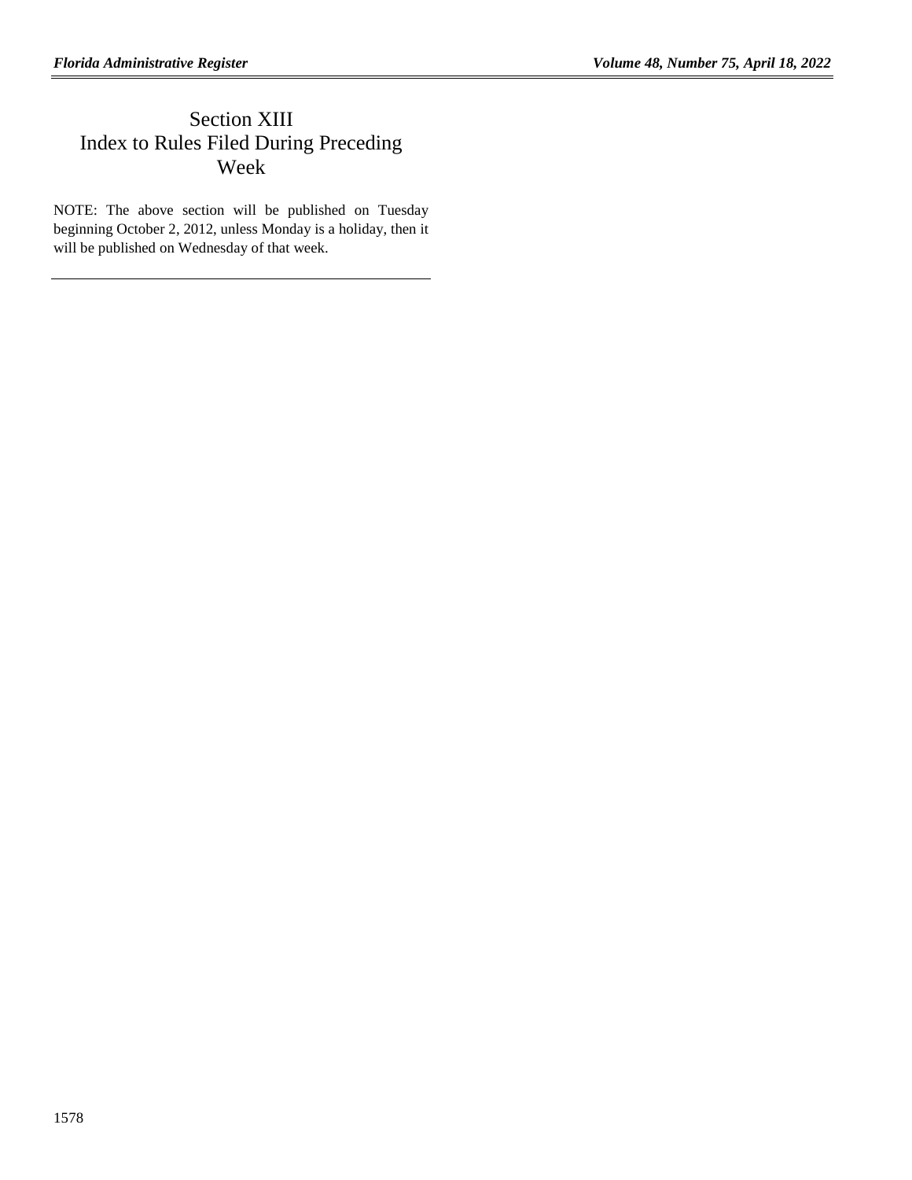# Section XIII
# Index to Rules Filed During Preceding Week

NOTE: The above section will be published on Tuesday beginning October 2, 2012, unless Monday is a holiday, then it will be published on Wednesday of that week.